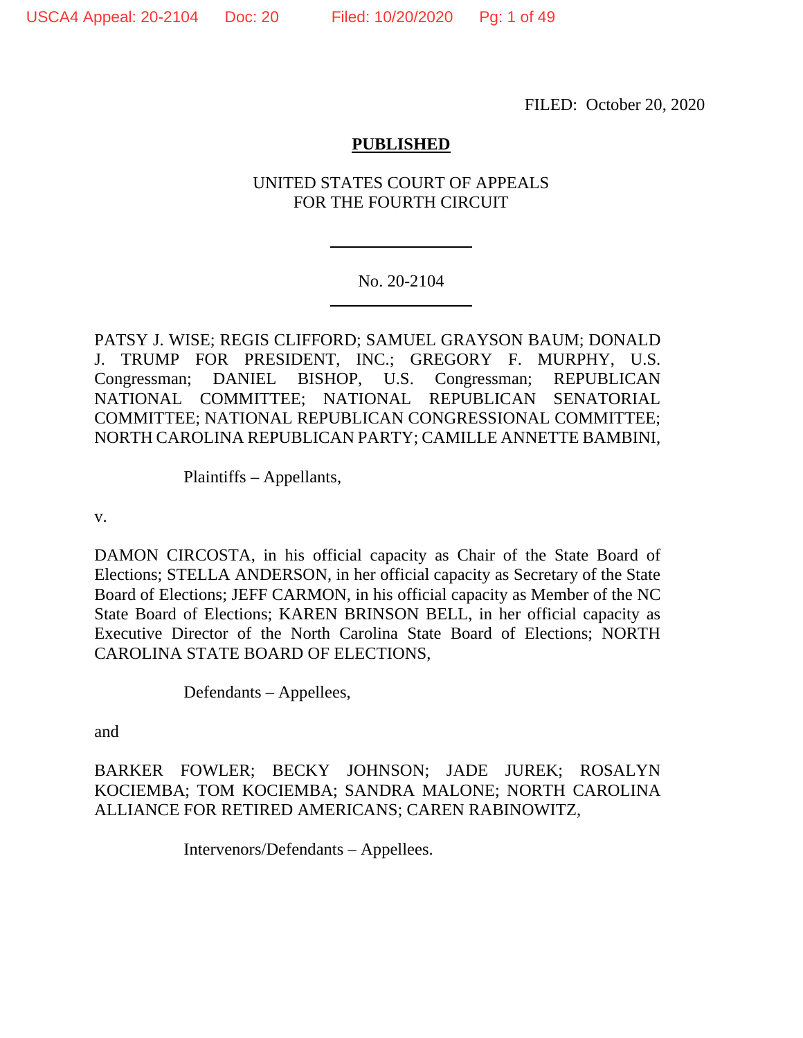FILED: October 20, 2020

**PUBLISHED**

UNITED STATES COURT OF APPEALS
FOR THE FOURTH CIRCUIT

No. 20-2104

PATSY J. WISE; REGIS CLIFFORD; SAMUEL GRAYSON BAUM; DONALD J. TRUMP FOR PRESIDENT, INC.; GREGORY F. MURPHY, U.S. Congressman; DANIEL BISHOP, U.S. Congressman; REPUBLICAN NATIONAL COMMITTEE; NATIONAL REPUBLICAN SENATORIAL COMMITTEE; NATIONAL REPUBLICAN CONGRESSIONAL COMMITTEE; NORTH CAROLINA REPUBLICAN PARTY; CAMILLE ANNETTE BAMBINI,

Plaintiffs – Appellants,

v.

DAMON CIRCOSTA, in his official capacity as Chair of the State Board of Elections; STELLA ANDERSON, in her official capacity as Secretary of the State Board of Elections; JEFF CARMON, in his official capacity as Member of the NC State Board of Elections; KAREN BRINSON BELL, in her official capacity as Executive Director of the North Carolina State Board of Elections; NORTH CAROLINA STATE BOARD OF ELECTIONS,

Defendants – Appellees,

and

BARKER FOWLER; BECKY JOHNSON; JADE JUREK; ROSALYN KOCIEMBA; TOM KOCIEMBA; SANDRA MALONE; NORTH CAROLINA ALLIANCE FOR RETIRED AMERICANS; CAREN RABINOWITZ,

Intervenors/Defendants – Appellees.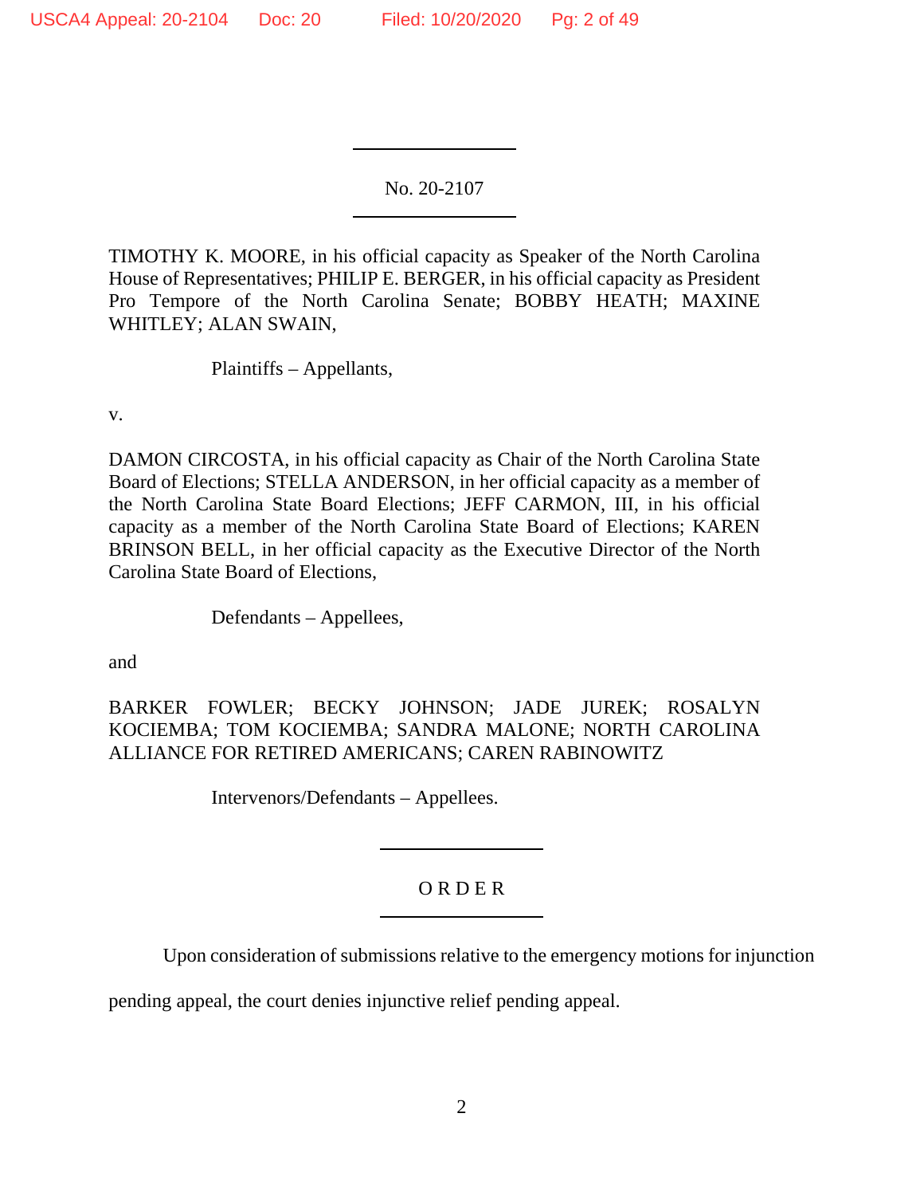No. 20-2107

TIMOTHY K. MOORE, in his official capacity as Speaker of the North Carolina House of Representatives; PHILIP E. BERGER, in his official capacity as President Pro Tempore of the North Carolina Senate; BOBBY HEATH; MAXINE WHITLEY; ALAN SWAIN,

Plaintiffs – Appellants,

v.

DAMON CIRCOSTA, in his official capacity as Chair of the North Carolina State Board of Elections; STELLA ANDERSON, in her official capacity as a member of the North Carolina State Board Elections; JEFF CARMON, III, in his official capacity as a member of the North Carolina State Board of Elections; KAREN BRINSON BELL, in her official capacity as the Executive Director of the North Carolina State Board of Elections,

Defendants – Appellees,

and

BARKER FOWLER; BECKY JOHNSON; JADE JUREK; ROSALYN KOCIEMBA; TOM KOCIEMBA; SANDRA MALONE; NORTH CAROLINA ALLIANCE FOR RETIRED AMERICANS; CAREN RABINOWITZ

Intervenors/Defendants – Appellees.

## O R D E R

Upon consideration of submissions relative to the emergency motions for injunction pending appeal, the court denies injunctive relief pending appeal.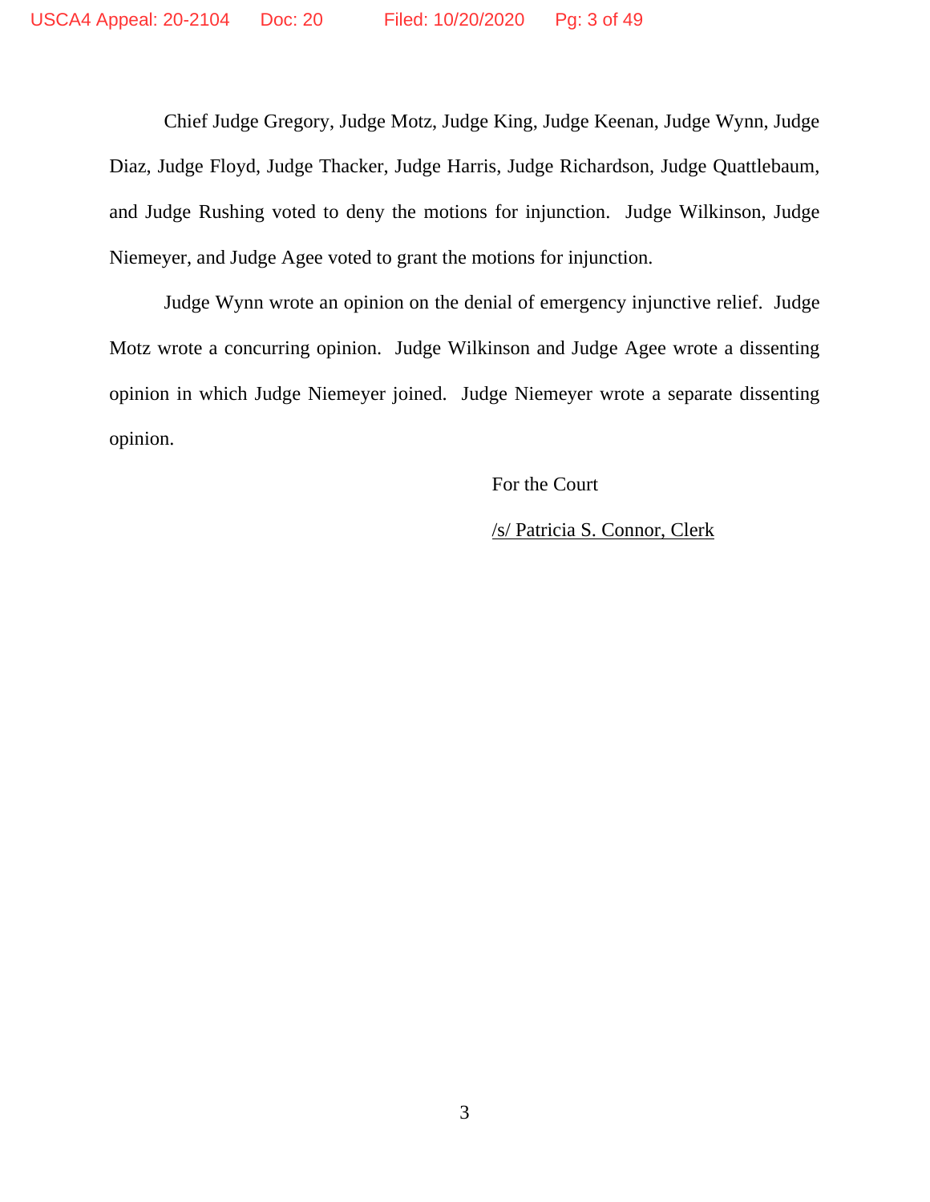Chief Judge Gregory, Judge Motz, Judge King, Judge Keenan, Judge Wynn, Judge Diaz, Judge Floyd, Judge Thacker, Judge Harris, Judge Richardson, Judge Quattlebaum, and Judge Rushing voted to deny the motions for injunction. Judge Wilkinson, Judge Niemeyer, and Judge Agee voted to grant the motions for injunction.

Judge Wynn wrote an opinion on the denial of emergency injunctive relief. Judge Motz wrote a concurring opinion. Judge Wilkinson and Judge Agee wrote a dissenting opinion in which Judge Niemeyer joined. Judge Niemeyer wrote a separate dissenting opinion.

For the Court

/s/ Patricia S. Connor, Clerk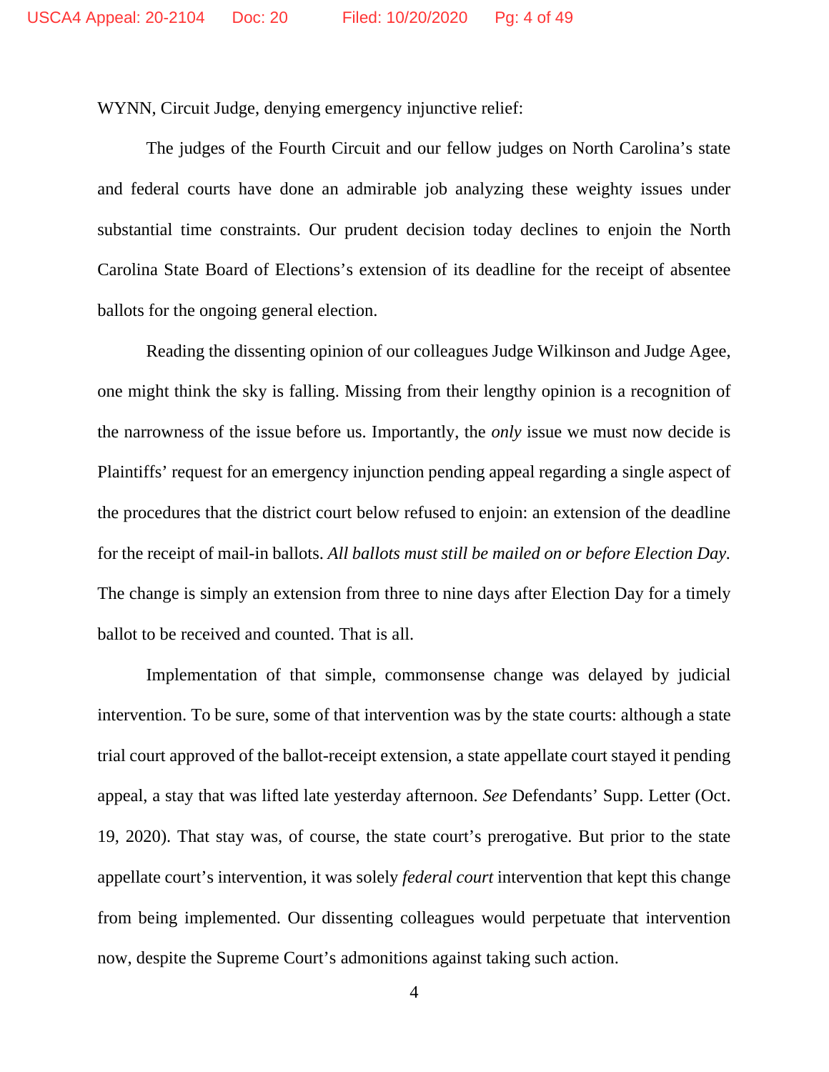WYNN, Circuit Judge, denying emergency injunctive relief:

The judges of the Fourth Circuit and our fellow judges on North Carolina's state and federal courts have done an admirable job analyzing these weighty issues under substantial time constraints. Our prudent decision today declines to enjoin the North Carolina State Board of Elections's extension of its deadline for the receipt of absentee ballots for the ongoing general election.

Reading the dissenting opinion of our colleagues Judge Wilkinson and Judge Agee, one might think the sky is falling. Missing from their lengthy opinion is a recognition of the narrowness of the issue before us. Importantly, the *only* issue we must now decide is Plaintiffs' request for an emergency injunction pending appeal regarding a single aspect of the procedures that the district court below refused to enjoin: an extension of the deadline for the receipt of mail-in ballots. *All ballots must still be mailed on or before Election Day.* The change is simply an extension from three to nine days after Election Day for a timely ballot to be received and counted. That is all.

Implementation of that simple, commonsense change was delayed by judicial intervention. To be sure, some of that intervention was by the state courts: although a state trial court approved of the ballot-receipt extension, a state appellate court stayed it pending appeal, a stay that was lifted late yesterday afternoon. *See* Defendants' Supp. Letter (Oct. 19, 2020). That stay was, of course, the state court's prerogative. But prior to the state appellate court's intervention, it was solely *federal court* intervention that kept this change from being implemented. Our dissenting colleagues would perpetuate that intervention now, despite the Supreme Court's admonitions against taking such action.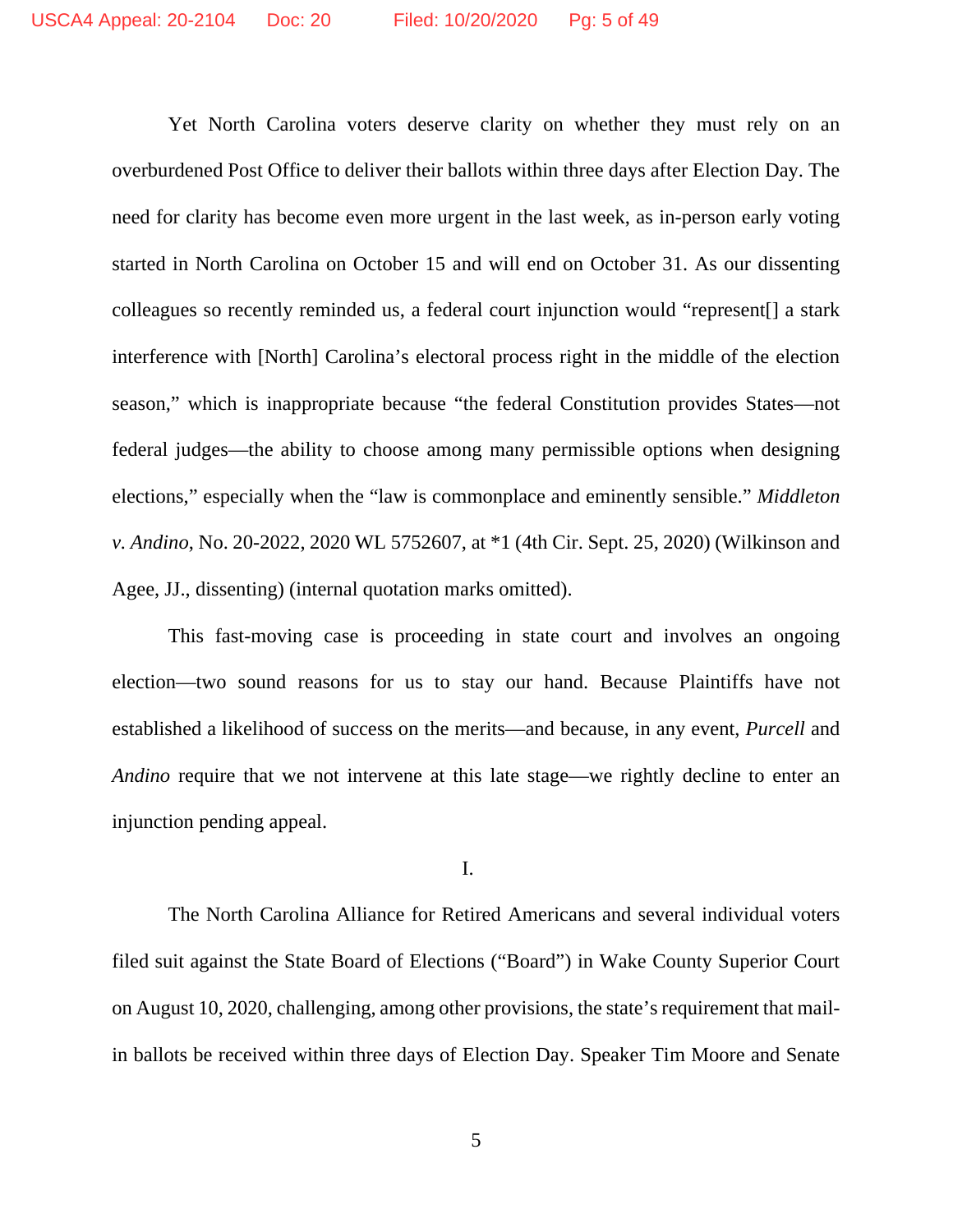Yet North Carolina voters deserve clarity on whether they must rely on an overburdened Post Office to deliver their ballots within three days after Election Day. The need for clarity has become even more urgent in the last week, as in-person early voting started in North Carolina on October 15 and will end on October 31. As our dissenting colleagues so recently reminded us, a federal court injunction would "represent[] a stark interference with [North] Carolina's electoral process right in the middle of the election season," which is inappropriate because "the federal Constitution provides States—not federal judges—the ability to choose among many permissible options when designing elections," especially when the "law is commonplace and eminently sensible." *Middleton v. Andino*, No. 20-2022, 2020 WL 5752607, at *1 (4th Cir. Sept. 25, 2020) (Wilkinson and Agee, JJ., dissenting) (internal quotation marks omitted).

This fast-moving case is proceeding in state court and involves an ongoing election—two sound reasons for us to stay our hand. Because Plaintiffs have not established a likelihood of success on the merits—and because, in any event, *Purcell* and *Andino* require that we not intervene at this late stage—we rightly decline to enter an injunction pending appeal.

I.

The North Carolina Alliance for Retired Americans and several individual voters filed suit against the State Board of Elections ("Board") in Wake County Superior Court on August 10, 2020, challenging, among other provisions, the state's requirement that mail-in ballots be received within three days of Election Day. Speaker Tim Moore and Senate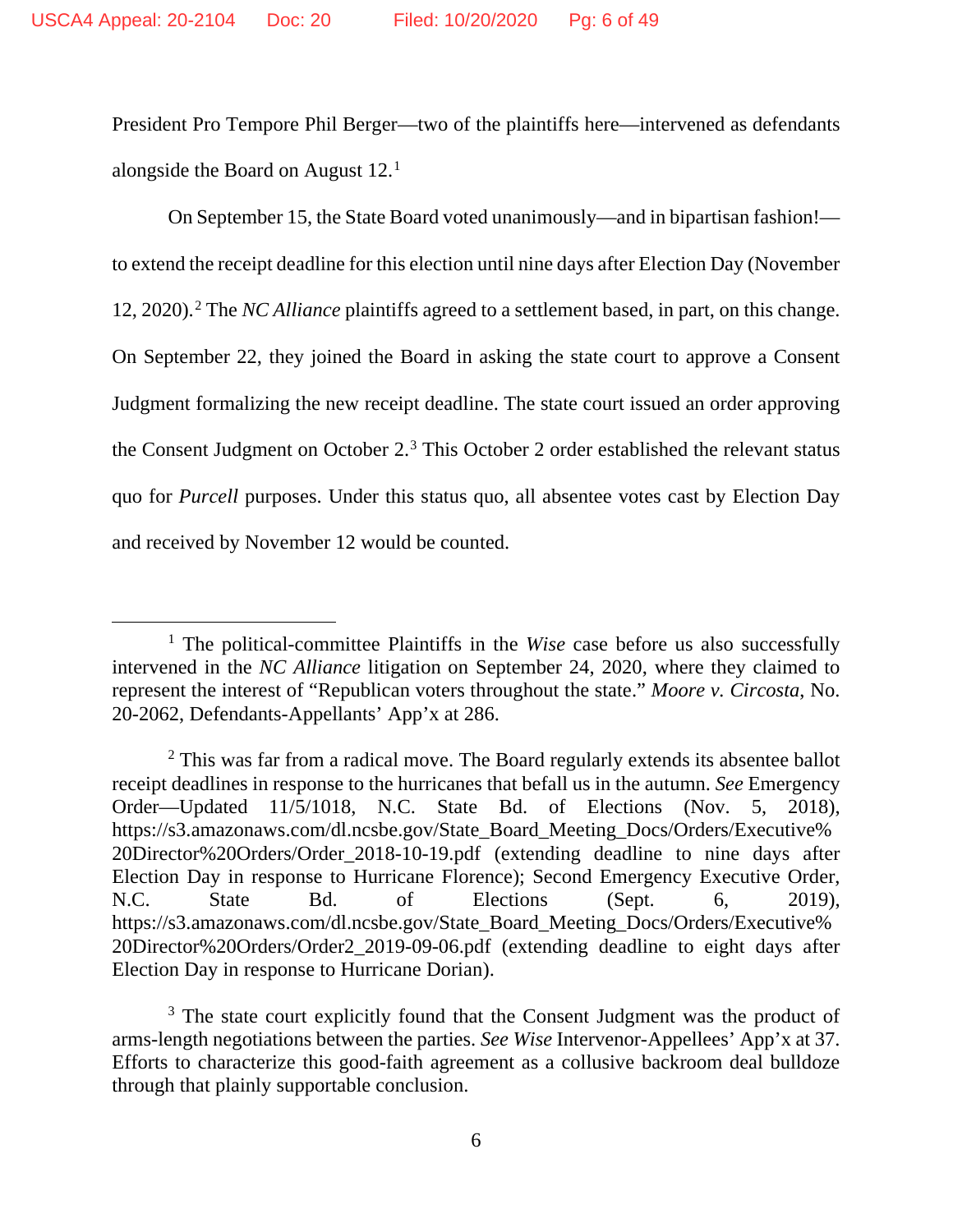President Pro Tempore Phil Berger—two of the plaintiffs here—intervened as defendants alongside the Board on August 12.[1]

On September 15, the State Board voted unanimously—and in bipartisan fashion!—to extend the receipt deadline for this election until nine days after Election Day (November 12, 2020).[2] The *NC Alliance* plaintiffs agreed to a settlement based, in part, on this change. On September 22, they joined the Board in asking the state court to approve a Consent Judgment formalizing the new receipt deadline. The state court issued an order approving the Consent Judgment on October 2.[3] This October 2 order established the relevant status quo for *Purcell* purposes. Under this status quo, all absentee votes cast by Election Day and received by November 12 would be counted.

---

[1] The political-committee Plaintiffs in the *Wise* case before us also successfully intervened in the *NC Alliance* litigation on September 24, 2020, where they claimed to represent the interest of "Republican voters throughout the state." *Moore v. Circosta*, No. 20-2062, Defendants-Appellants' App'x at 286.

[2] This was far from a radical move. The Board regularly extends its absentee ballot receipt deadlines in response to the hurricanes that befall us in the autumn. *See* Emergency Order—Updated 11/5/1018, N.C. State Bd. of Elections (Nov. 5, 2018), https://s3.amazonaws.com/dl.ncsbe.gov/State_Board_Meeting_Docs/Orders/Executive%20Director%20Orders/Order_2018-10-19.pdf (extending deadline to nine days after Election Day in response to Hurricane Florence); Second Emergency Executive Order, N.C. State Bd. of Elections (Sept. 6, 2019), https://s3.amazonaws.com/dl.ncsbe.gov/State_Board_Meeting_Docs/Orders/Executive%20Director%20Orders/Order2_2019-09-06.pdf (extending deadline to eight days after Election Day in response to Hurricane Dorian).

[3] The state court explicitly found that the Consent Judgment was the product of arms-length negotiations between the parties. *See Wise* Intervenor-Appellees' App'x at 37. Efforts to characterize this good-faith agreement as a collusive backroom deal bulldoze through that plainly supportable conclusion.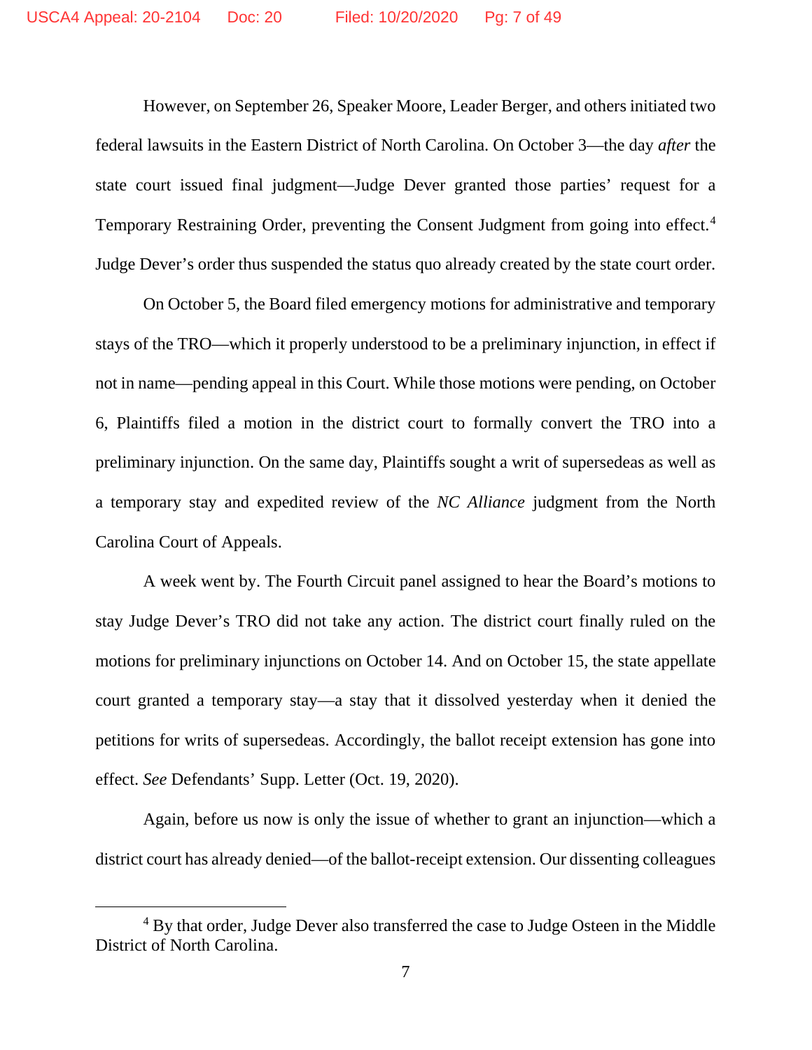However, on September 26, Speaker Moore, Leader Berger, and others initiated two federal lawsuits in the Eastern District of North Carolina. On October 3—the day *after* the state court issued final judgment—Judge Dever granted those parties' request for a Temporary Restraining Order, preventing the Consent Judgment from going into effect.[4] Judge Dever's order thus suspended the status quo already created by the state court order.

On October 5, the Board filed emergency motions for administrative and temporary stays of the TRO—which it properly understood to be a preliminary injunction, in effect if not in name—pending appeal in this Court. While those motions were pending, on October 6, Plaintiffs filed a motion in the district court to formally convert the TRO into a preliminary injunction. On the same day, Plaintiffs sought a writ of supersedeas as well as a temporary stay and expedited review of the *NC Alliance* judgment from the North Carolina Court of Appeals.

A week went by. The Fourth Circuit panel assigned to hear the Board's motions to stay Judge Dever's TRO did not take any action. The district court finally ruled on the motions for preliminary injunctions on October 14. And on October 15, the state appellate court granted a temporary stay—a stay that it dissolved yesterday when it denied the petitions for writs of supersedeas. Accordingly, the ballot receipt extension has gone into effect. *See* Defendants' Supp. Letter (Oct. 19, 2020).

Again, before us now is only the issue of whether to grant an injunction—which a district court has already denied—of the ballot-receipt extension. Our dissenting colleagues

[4] By that order, Judge Dever also transferred the case to Judge Osteen in the Middle District of North Carolina.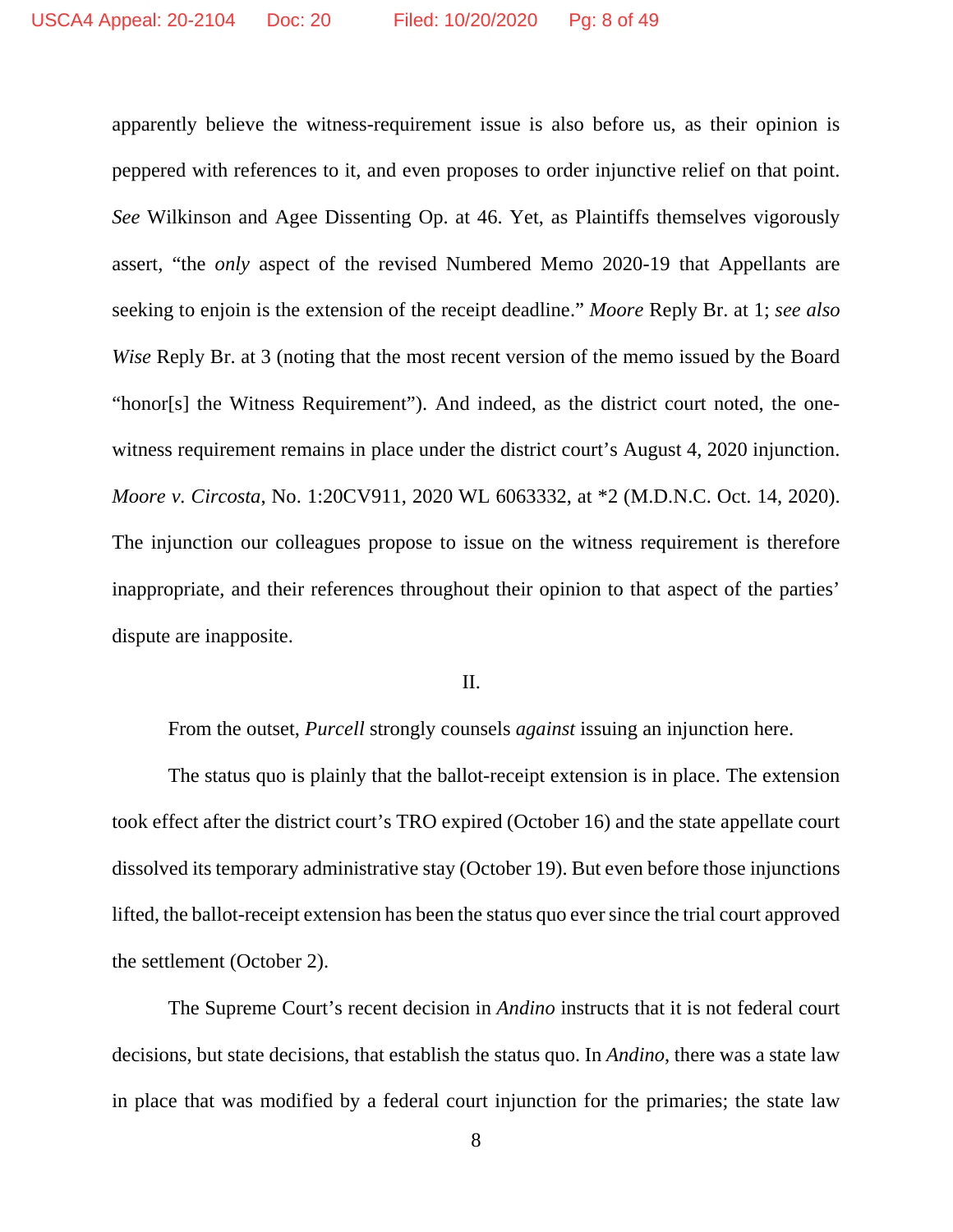apparently believe the witness-requirement issue is also before us, as their opinion is peppered with references to it, and even proposes to order injunctive relief on that point. *See* Wilkinson and Agee Dissenting Op. at 46. Yet, as Plaintiffs themselves vigorously assert, "the *only* aspect of the revised Numbered Memo 2020-19 that Appellants are seeking to enjoin is the extension of the receipt deadline." *Moore* Reply Br. at 1; *see also* *Wise* Reply Br. at 3 (noting that the most recent version of the memo issued by the Board "honor[s] the Witness Requirement"). And indeed, as the district court noted, the one-witness requirement remains in place under the district court's August 4, 2020 injunction. *Moore v. Circosta*, No. 1:20CV911, 2020 WL 6063332, at *2 (M.D.N.C. Oct. 14, 2020). The injunction our colleagues propose to issue on the witness requirement is therefore inappropriate, and their references throughout their opinion to that aspect of the parties' dispute are inapposite.

## II.

From the outset, *Purcell* strongly counsels *against* issuing an injunction here.

The status quo is plainly that the ballot-receipt extension is in place. The extension took effect after the district court's TRO expired (October 16) and the state appellate court dissolved its temporary administrative stay (October 19). But even before those injunctions lifted, the ballot-receipt extension has been the status quo ever since the trial court approved the settlement (October 2).

The Supreme Court's recent decision in *Andino* instructs that it is not federal court decisions, but state decisions, that establish the status quo. In *Andino*, there was a state law in place that was modified by a federal court injunction for the primaries; the state law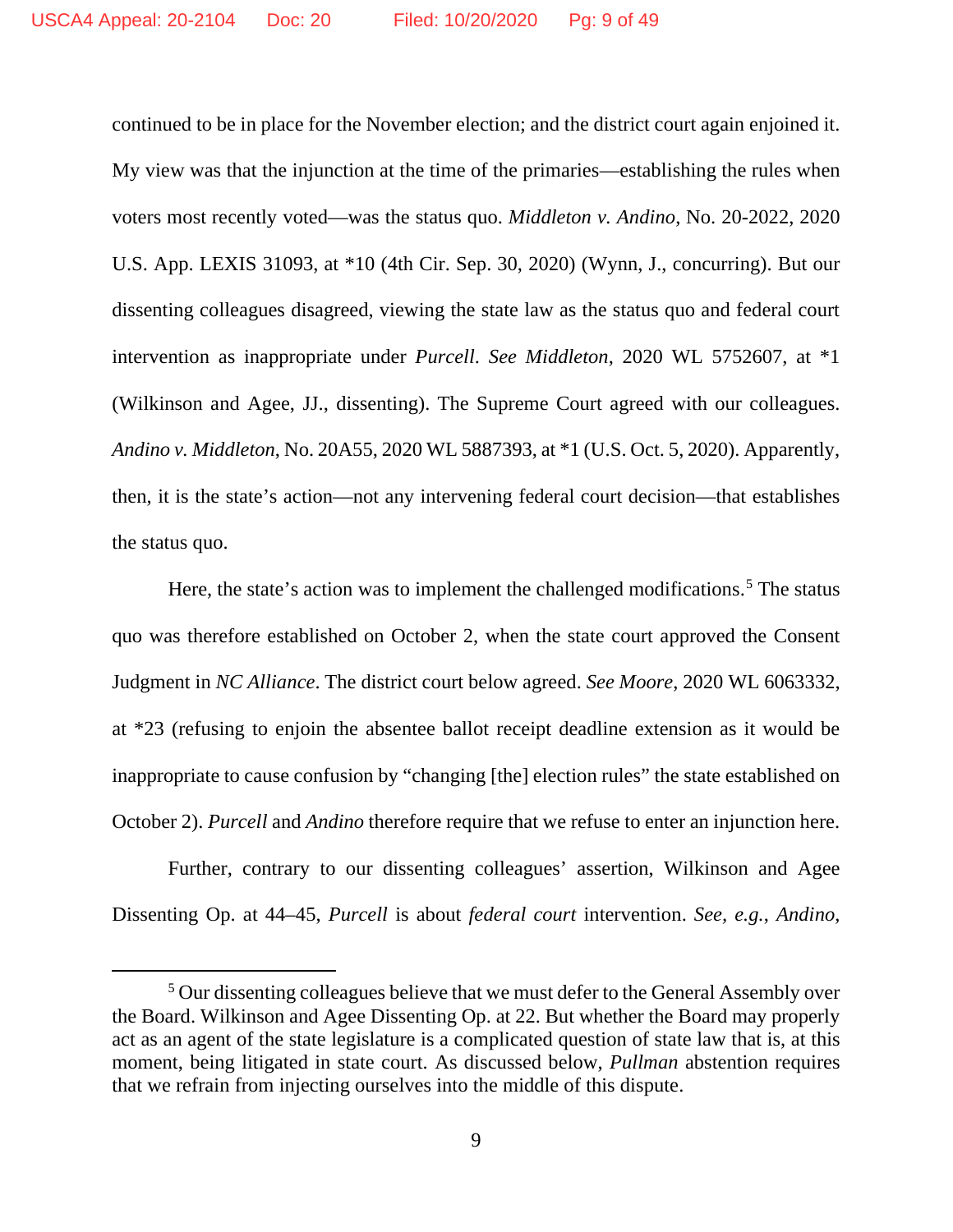continued to be in place for the November election; and the district court again enjoined it. My view was that the injunction at the time of the primaries—establishing the rules when voters most recently voted—was the status quo. *Middleton v. Andino*, No. 20-2022, 2020 U.S. App. LEXIS 31093, at *10 (4th Cir. Sep. 30, 2020) (Wynn, J., concurring). But our dissenting colleagues disagreed, viewing the state law as the status quo and federal court intervention as inappropriate under *Purcell*. *See Middleton*, 2020 WL 5752607, at *1 (Wilkinson and Agee, JJ., dissenting). The Supreme Court agreed with our colleagues. *Andino v. Middleton*, No. 20A55, 2020 WL 5887393, at *1 (U.S. Oct. 5, 2020). Apparently, then, it is the state's action—not any intervening federal court decision—that establishes the status quo.

Here, the state's action was to implement the challenged modifications.[5] The status quo was therefore established on October 2, when the state court approved the Consent Judgment in *NC Alliance*. The district court below agreed. *See Moore*, 2020 WL 6063332, at *23 (refusing to enjoin the absentee ballot receipt deadline extension as it would be inappropriate to cause confusion by "changing [the] election rules" the state established on October 2). *Purcell* and *Andino* therefore require that we refuse to enter an injunction here.

Further, contrary to our dissenting colleagues' assertion, Wilkinson and Agee Dissenting Op. at 44–45, *Purcell* is about *federal court* intervention. *See, e.g.*, *Andino*,

[5] Our dissenting colleagues believe that we must defer to the General Assembly over the Board. Wilkinson and Agee Dissenting Op. at 22. But whether the Board may properly act as an agent of the state legislature is a complicated question of state law that is, at this moment, being litigated in state court. As discussed below, *Pullman* abstention requires that we refrain from injecting ourselves into the middle of this dispute.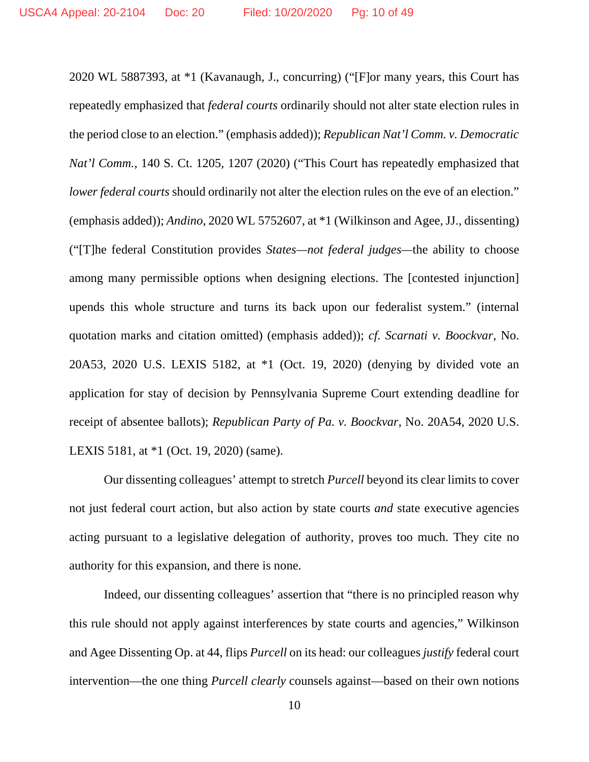2020 WL 5887393, at *1 (Kavanaugh, J., concurring) ("[F]or many years, this Court has repeatedly emphasized that *federal courts* ordinarily should not alter state election rules in the period close to an election." (emphasis added)); *Republican Nat'l Comm. v. Democratic Nat'l Comm.*, 140 S. Ct. 1205, 1207 (2020) ("This Court has repeatedly emphasized that *lower federal courts* should ordinarily not alter the election rules on the eve of an election." (emphasis added)); *Andino*, 2020 WL 5752607, at *1 (Wilkinson and Agee, JJ., dissenting) ("[T]he federal Constitution provides *States—not federal judges*—the ability to choose among many permissible options when designing elections. The [contested injunction] upends this whole structure and turns its back upon our federalist system." (internal quotation marks and citation omitted) (emphasis added)); *cf. Scarnati v. Boockvar*, No. 20A53, 2020 U.S. LEXIS 5182, at *1 (Oct. 19, 2020) (denying by divided vote an application for stay of decision by Pennsylvania Supreme Court extending deadline for receipt of absentee ballots); *Republican Party of Pa. v. Boockvar*, No. 20A54, 2020 U.S. LEXIS 5181, at *1 (Oct. 19, 2020) (same).

Our dissenting colleagues' attempt to stretch *Purcell* beyond its clear limits to cover not just federal court action, but also action by state courts *and* state executive agencies acting pursuant to a legislative delegation of authority, proves too much. They cite no authority for this expansion, and there is none.

Indeed, our dissenting colleagues' assertion that "there is no principled reason why this rule should not apply against interferences by state courts and agencies," Wilkinson and Agee Dissenting Op. at 44, flips *Purcell* on its head: our colleagues *justify* federal court intervention—the one thing *Purcell clearly* counsels against—based on their own notions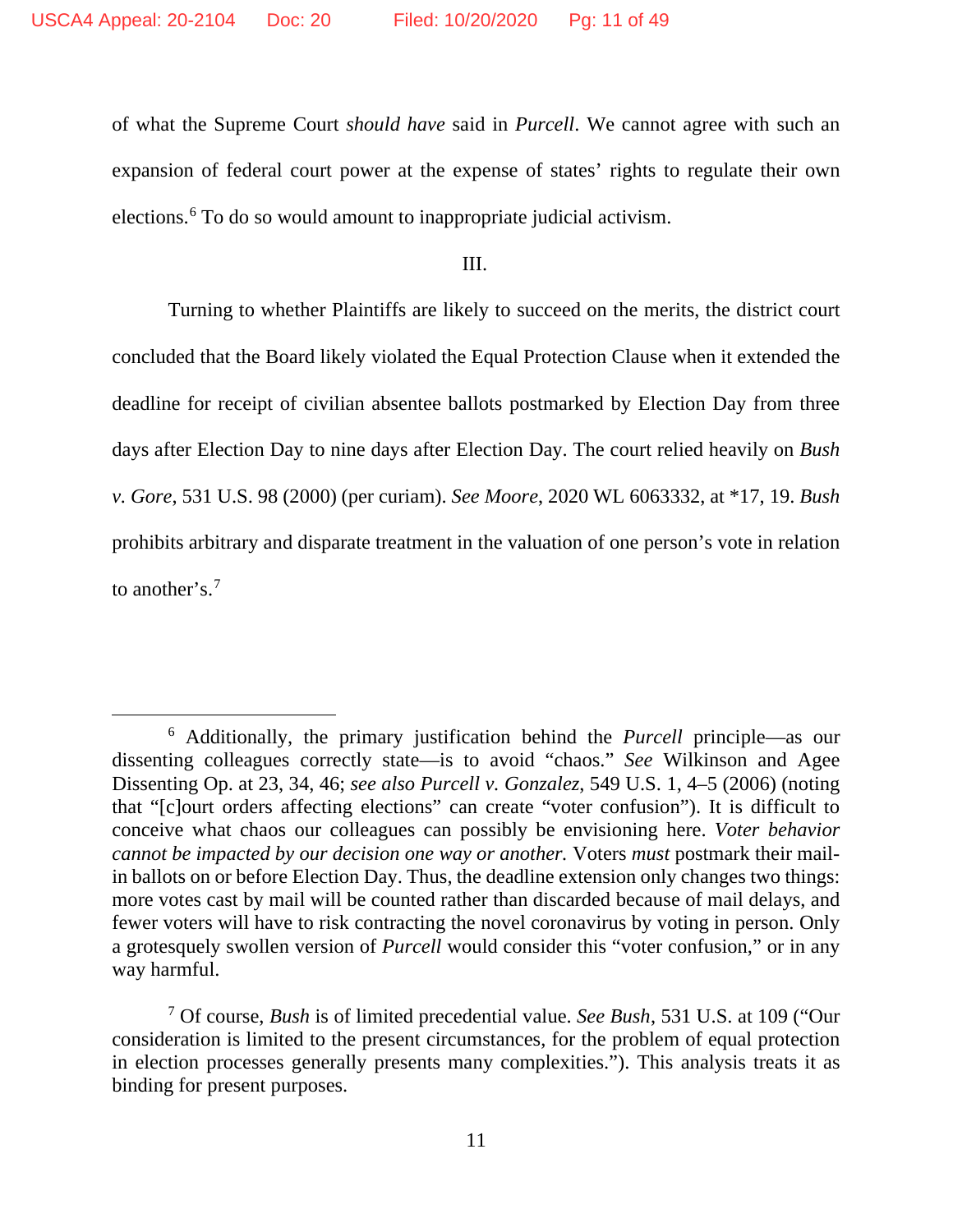of what the Supreme Court *should have* said in *Purcell*. We cannot agree with such an expansion of federal court power at the expense of states' rights to regulate their own elections.[6] To do so would amount to inappropriate judicial activism.

III.

Turning to whether Plaintiffs are likely to succeed on the merits, the district court concluded that the Board likely violated the Equal Protection Clause when it extended the deadline for receipt of civilian absentee ballots postmarked by Election Day from three days after Election Day to nine days after Election Day. The court relied heavily on *Bush v. Gore*, 531 U.S. 98 (2000) (per curiam). *See Moore*, 2020 WL 6063332, at *17, 19. *Bush* prohibits arbitrary and disparate treatment in the valuation of one person's vote in relation to another's.[7]

---

[6] Additionally, the primary justification behind the *Purcell* principle—as our dissenting colleagues correctly state—is to avoid "chaos." *See* Wilkinson and Agee Dissenting Op. at 23, 34, 46; *see also Purcell v. Gonzalez*, 549 U.S. 1, 4–5 (2006) (noting that "[c]ourt orders affecting elections" can create "voter confusion"). It is difficult to conceive what chaos our colleagues can possibly be envisioning here. *Voter behavior cannot be impacted by our decision one way or another.* Voters *must* postmark their mail-in ballots on or before Election Day. Thus, the deadline extension only changes two things: more votes cast by mail will be counted rather than discarded because of mail delays, and fewer voters will have to risk contracting the novel coronavirus by voting in person. Only a grotesquely swollen version of *Purcell* would consider this "voter confusion," or in any way harmful.

[7] Of course, *Bush* is of limited precedential value. *See Bush*, 531 U.S. at 109 ("Our consideration is limited to the present circumstances, for the problem of equal protection in election processes generally presents many complexities."). This analysis treats it as binding for present purposes.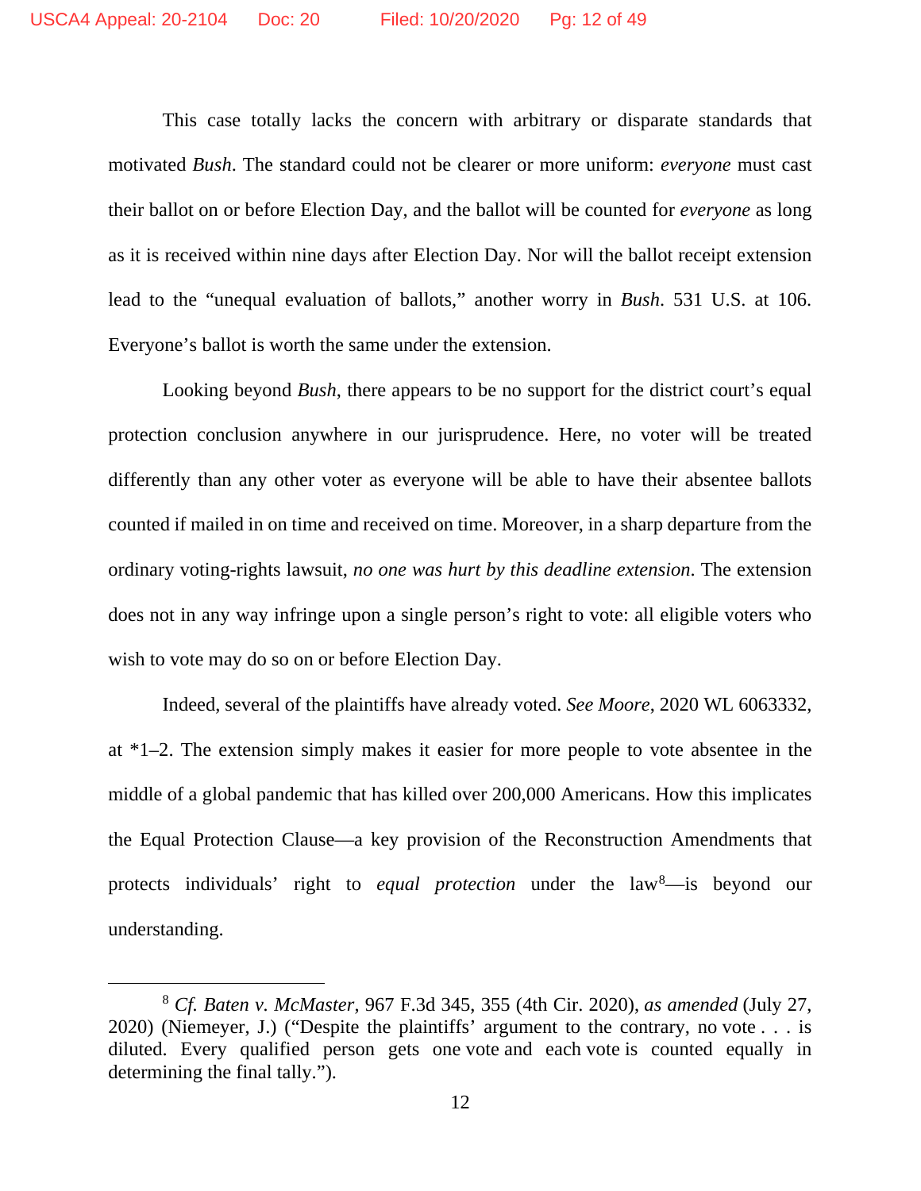This case totally lacks the concern with arbitrary or disparate standards that motivated *Bush*. The standard could not be clearer or more uniform: *everyone* must cast their ballot on or before Election Day, and the ballot will be counted for *everyone* as long as it is received within nine days after Election Day. Nor will the ballot receipt extension lead to the "unequal evaluation of ballots," another worry in *Bush*. 531 U.S. at 106. Everyone's ballot is worth the same under the extension.

Looking beyond *Bush*, there appears to be no support for the district court's equal protection conclusion anywhere in our jurisprudence. Here, no voter will be treated differently than any other voter as everyone will be able to have their absentee ballots counted if mailed in on time and received on time. Moreover, in a sharp departure from the ordinary voting-rights lawsuit, *no one was hurt by this deadline extension*. The extension does not in any way infringe upon a single person's right to vote: all eligible voters who wish to vote may do so on or before Election Day.

Indeed, several of the plaintiffs have already voted. *See Moore*, 2020 WL 6063332, at *1–2. The extension simply makes it easier for more people to vote absentee in the middle of a global pandemic that has killed over 200,000 Americans. How this implicates the Equal Protection Clause—a key provision of the Reconstruction Amendments that protects individuals' right to *equal protection* under the law[8]—is beyond our understanding.

---

[8] *Cf. Baten v. McMaster*, 967 F.3d 345, 355 (4th Cir. 2020), *as amended* (July 27, 2020) (Niemeyer, J.) ("Despite the plaintiffs' argument to the contrary, no vote . . . is diluted. Every qualified person gets one vote and each vote is counted equally in determining the final tally.").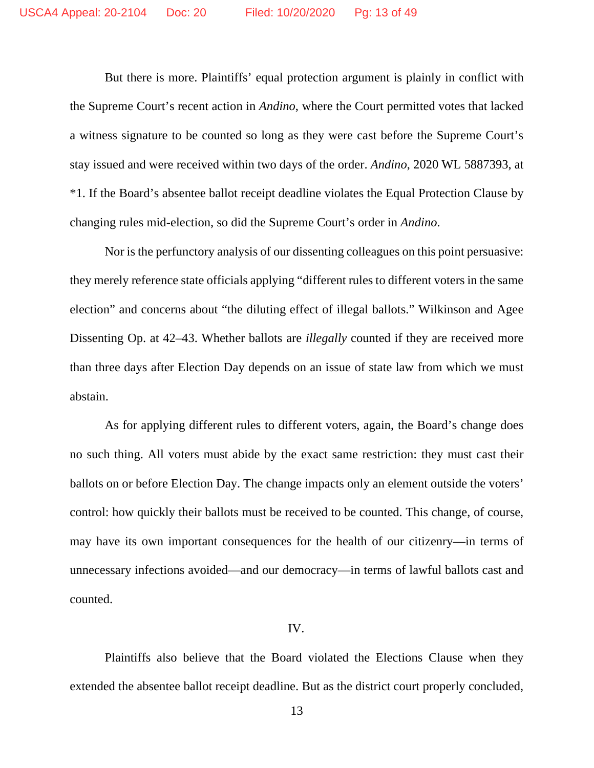But there is more. Plaintiffs' equal protection argument is plainly in conflict with the Supreme Court's recent action in *Andino*, where the Court permitted votes that lacked a witness signature to be counted so long as they were cast before the Supreme Court's stay issued and were received within two days of the order. *Andino*, 2020 WL 5887393, at *1. If the Board's absentee ballot receipt deadline violates the Equal Protection Clause by changing rules mid-election, so did the Supreme Court's order in *Andino*.

Nor is the perfunctory analysis of our dissenting colleagues on this point persuasive: they merely reference state officials applying "different rules to different voters in the same election" and concerns about "the diluting effect of illegal ballots." Wilkinson and Agee Dissenting Op. at 42–43. Whether ballots are *illegally* counted if they are received more than three days after Election Day depends on an issue of state law from which we must abstain.

As for applying different rules to different voters, again, the Board's change does no such thing. All voters must abide by the exact same restriction: they must cast their ballots on or before Election Day. The change impacts only an element outside the voters' control: how quickly their ballots must be received to be counted. This change, of course, may have its own important consequences for the health of our citizenry—in terms of unnecessary infections avoided—and our democracy—in terms of lawful ballots cast and counted.

IV.

Plaintiffs also believe that the Board violated the Elections Clause when they extended the absentee ballot receipt deadline. But as the district court properly concluded,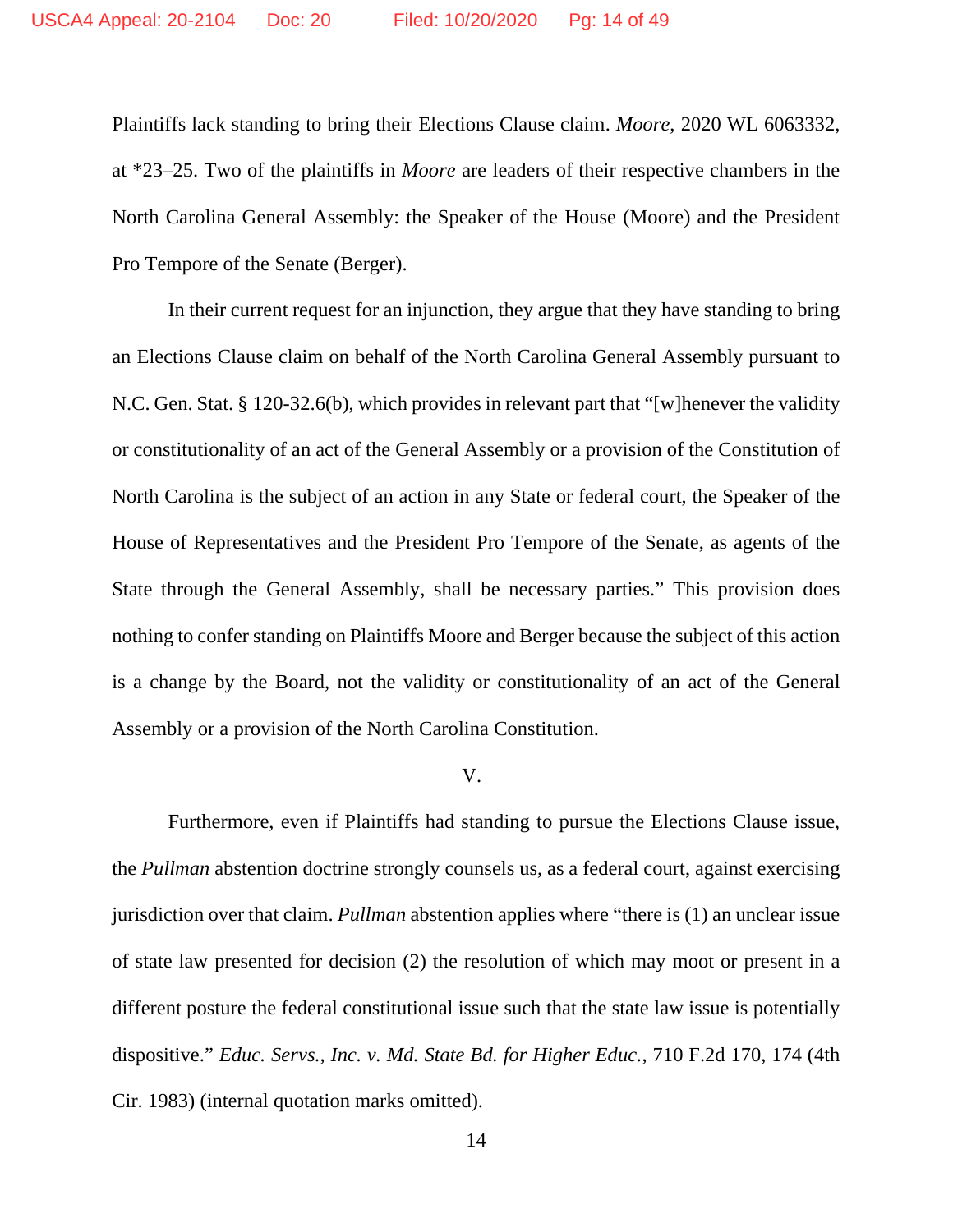Plaintiffs lack standing to bring their Elections Clause claim. *Moore*, 2020 WL 6063332, at *23–25. Two of the plaintiffs in *Moore* are leaders of their respective chambers in the North Carolina General Assembly: the Speaker of the House (Moore) and the President Pro Tempore of the Senate (Berger).

In their current request for an injunction, they argue that they have standing to bring an Elections Clause claim on behalf of the North Carolina General Assembly pursuant to N.C. Gen. Stat. § 120-32.6(b), which provides in relevant part that "[w]henever the validity or constitutionality of an act of the General Assembly or a provision of the Constitution of North Carolina is the subject of an action in any State or federal court, the Speaker of the House of Representatives and the President Pro Tempore of the Senate, as agents of the State through the General Assembly, shall be necessary parties." This provision does nothing to confer standing on Plaintiffs Moore and Berger because the subject of this action is a change by the Board, not the validity or constitutionality of an act of the General Assembly or a provision of the North Carolina Constitution.

## V.

Furthermore, even if Plaintiffs had standing to pursue the Elections Clause issue, the *Pullman* abstention doctrine strongly counsels us, as a federal court, against exercising jurisdiction over that claim. *Pullman* abstention applies where "there is (1) an unclear issue of state law presented for decision (2) the resolution of which may moot or present in a different posture the federal constitutional issue such that the state law issue is potentially dispositive." *Educ. Servs., Inc. v. Md. State Bd. for Higher Educ.*, 710 F.2d 170, 174 (4th Cir. 1983) (internal quotation marks omitted).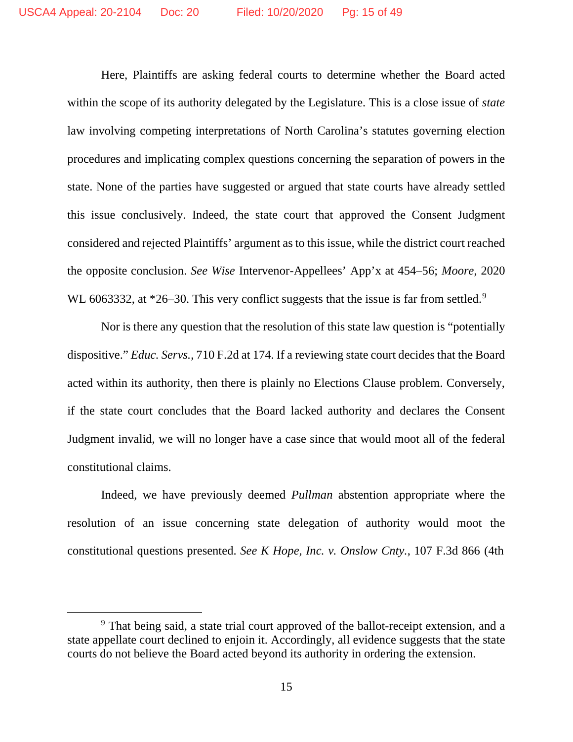Here, Plaintiffs are asking federal courts to determine whether the Board acted within the scope of its authority delegated by the Legislature. This is a close issue of *state* law involving competing interpretations of North Carolina's statutes governing election procedures and implicating complex questions concerning the separation of powers in the state. None of the parties have suggested or argued that state courts have already settled this issue conclusively. Indeed, the state court that approved the Consent Judgment considered and rejected Plaintiffs' argument as to this issue, while the district court reached the opposite conclusion. *See Wise* Intervenor-Appellees' App'x at 454–56; *Moore*, 2020 WL 6063332, at *26–30. This very conflict suggests that the issue is far from settled.[9]

Nor is there any question that the resolution of this state law question is "potentially dispositive." *Educ. Servs.*, 710 F.2d at 174. If a reviewing state court decides that the Board acted within its authority, then there is plainly no Elections Clause problem. Conversely, if the state court concludes that the Board lacked authority and declares the Consent Judgment invalid, we will no longer have a case since that would moot all of the federal constitutional claims.

Indeed, we have previously deemed *Pullman* abstention appropriate where the resolution of an issue concerning state delegation of authority would moot the constitutional questions presented. *See K Hope, Inc. v. Onslow Cnty.*, 107 F.3d 866 (4th

---

[9] That being said, a state trial court approved of the ballot-receipt extension, and a state appellate court declined to enjoin it. Accordingly, all evidence suggests that the state courts do not believe the Board acted beyond its authority in ordering the extension.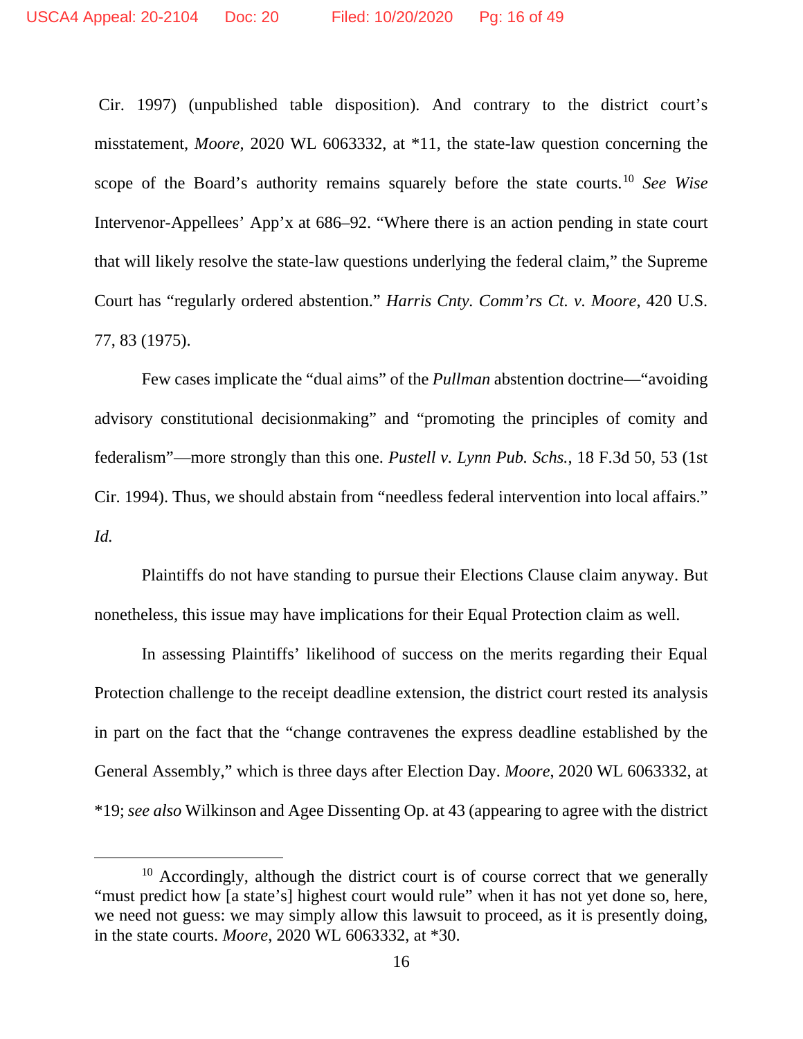Cir. 1997) (unpublished table disposition). And contrary to the district court's misstatement, *Moore*, 2020 WL 6063332, at *11, the state-law question concerning the scope of the Board's authority remains squarely before the state courts.[10] *See Wise* Intervenor-Appellees' App'x at 686–92. "Where there is an action pending in state court that will likely resolve the state-law questions underlying the federal claim," the Supreme Court has "regularly ordered abstention." *Harris Cnty. Comm'rs Ct. v. Moore*, 420 U.S. 77, 83 (1975).

Few cases implicate the "dual aims" of the *Pullman* abstention doctrine—"avoiding advisory constitutional decisionmaking" and "promoting the principles of comity and federalism"—more strongly than this one. *Pustell v. Lynn Pub. Schs.*, 18 F.3d 50, 53 (1st Cir. 1994). Thus, we should abstain from "needless federal intervention into local affairs." *Id.*

Plaintiffs do not have standing to pursue their Elections Clause claim anyway. But nonetheless, this issue may have implications for their Equal Protection claim as well.

In assessing Plaintiffs' likelihood of success on the merits regarding their Equal Protection challenge to the receipt deadline extension, the district court rested its analysis in part on the fact that the "change contravenes the express deadline established by the General Assembly," which is three days after Election Day. *Moore*, 2020 WL 6063332, at *19; *see also* Wilkinson and Agee Dissenting Op. at 43 (appearing to agree with the district

[10] Accordingly, although the district court is of course correct that we generally "must predict how [a state's] highest court would rule" when it has not yet done so, here, we need not guess: we may simply allow this lawsuit to proceed, as it is presently doing, in the state courts. *Moore*, 2020 WL 6063332, at *30.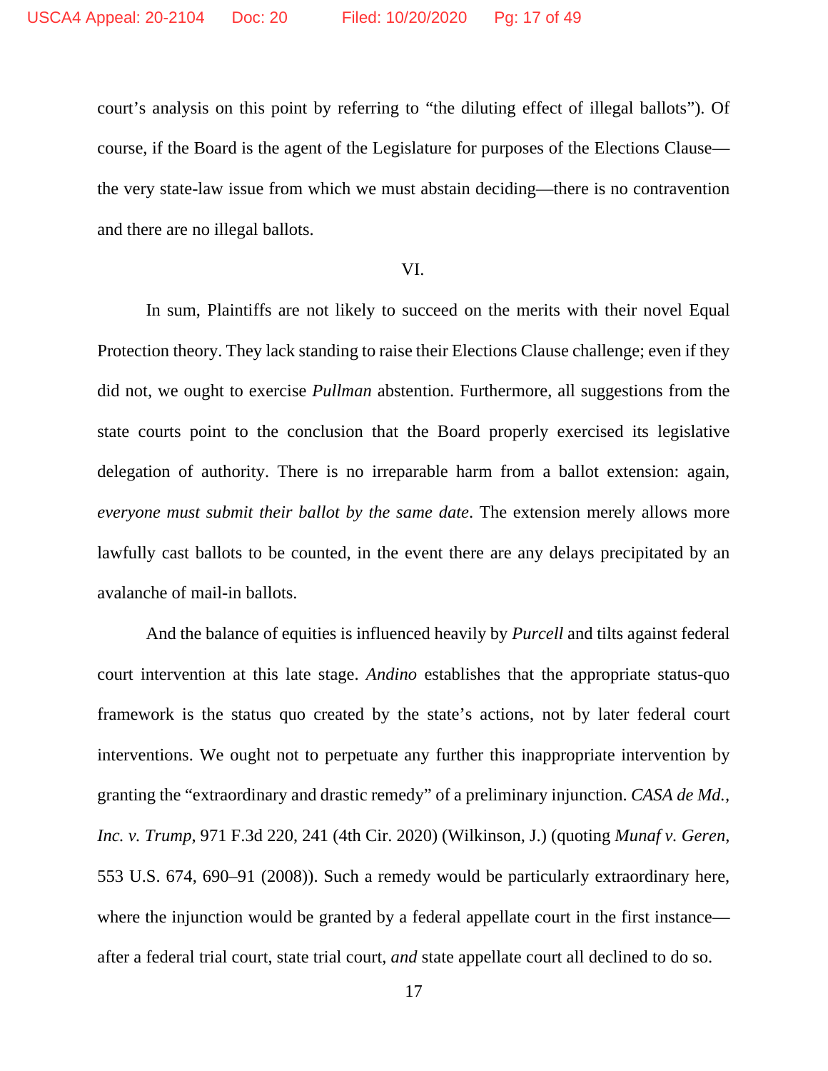court's analysis on this point by referring to "the diluting effect of illegal ballots"). Of course, if the Board is the agent of the Legislature for purposes of the Elections Clause—the very state-law issue from which we must abstain deciding—there is no contravention and there are no illegal ballots.

VI.

In sum, Plaintiffs are not likely to succeed on the merits with their novel Equal Protection theory. They lack standing to raise their Elections Clause challenge; even if they did not, we ought to exercise *Pullman* abstention. Furthermore, all suggestions from the state courts point to the conclusion that the Board properly exercised its legislative delegation of authority. There is no irreparable harm from a ballot extension: again, *everyone must submit their ballot by the same date*. The extension merely allows more lawfully cast ballots to be counted, in the event there are any delays precipitated by an avalanche of mail-in ballots.

And the balance of equities is influenced heavily by *Purcell* and tilts against federal court intervention at this late stage. *Andino* establishes that the appropriate status-quo framework is the status quo created by the state's actions, not by later federal court interventions. We ought not to perpetuate any further this inappropriate intervention by granting the "extraordinary and drastic remedy" of a preliminary injunction. *CASA de Md., Inc. v. Trump*, 971 F.3d 220, 241 (4th Cir. 2020) (Wilkinson, J.) (quoting *Munaf v. Geren*, 553 U.S. 674, 690–91 (2008)). Such a remedy would be particularly extraordinary here, where the injunction would be granted by a federal appellate court in the first instance—after a federal trial court, state trial court, *and* state appellate court all declined to do so.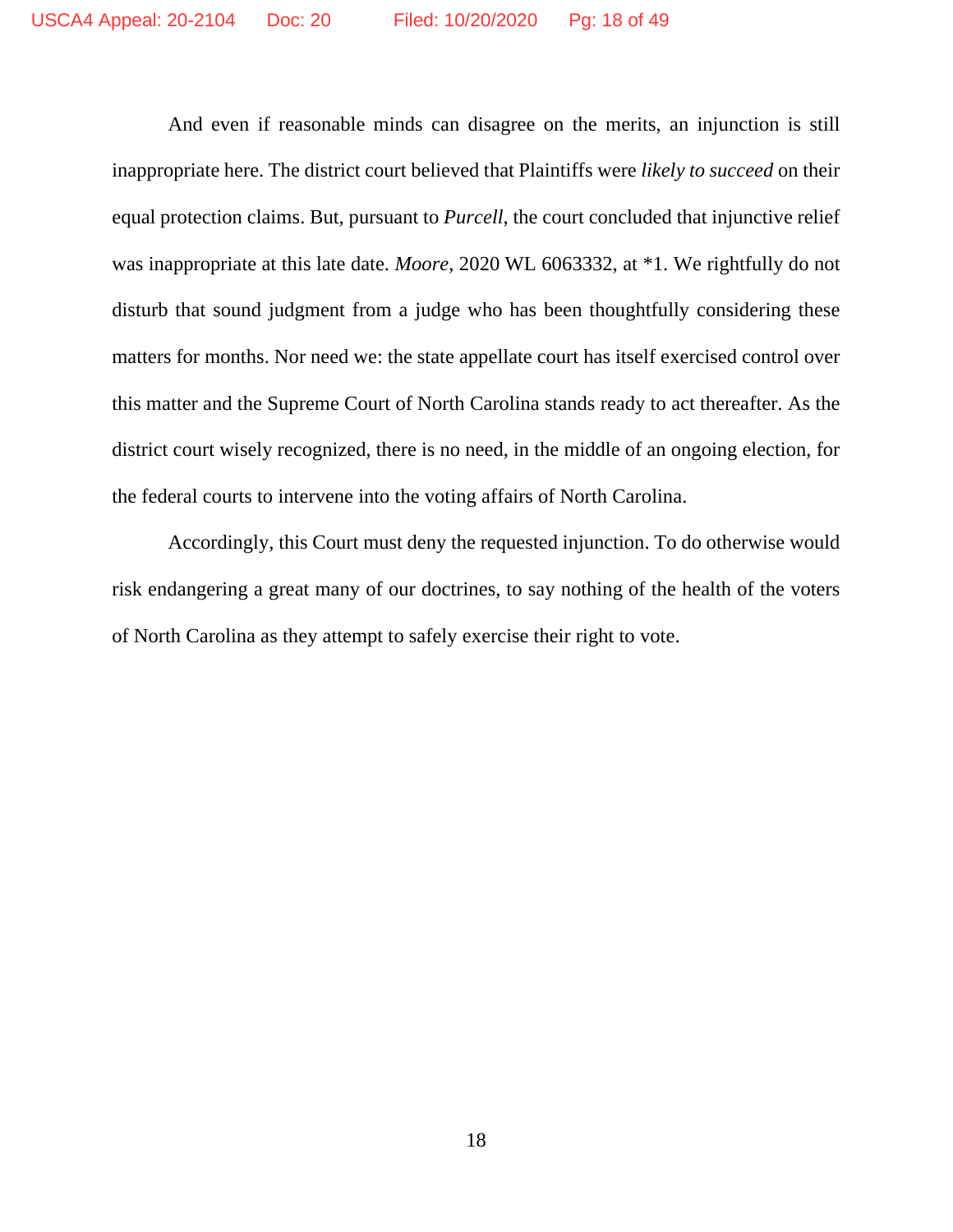And even if reasonable minds can disagree on the merits, an injunction is still inappropriate here. The district court believed that Plaintiffs were *likely to succeed* on their equal protection claims. But, pursuant to *Purcell*, the court concluded that injunctive relief was inappropriate at this late date. *Moore*, 2020 WL 6063332, at *1. We rightfully do not disturb that sound judgment from a judge who has been thoughtfully considering these matters for months. Nor need we: the state appellate court has itself exercised control over this matter and the Supreme Court of North Carolina stands ready to act thereafter. As the district court wisely recognized, there is no need, in the middle of an ongoing election, for the federal courts to intervene into the voting affairs of North Carolina.

Accordingly, this Court must deny the requested injunction. To do otherwise would risk endangering a great many of our doctrines, to say nothing of the health of the voters of North Carolina as they attempt to safely exercise their right to vote.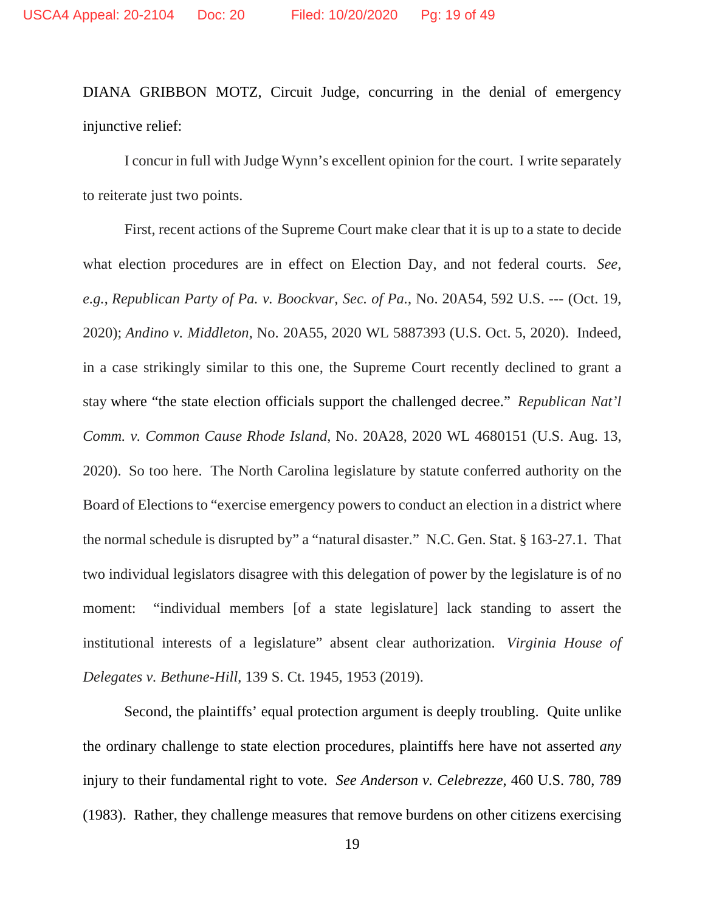DIANA GRIBBON MOTZ, Circuit Judge, concurring in the denial of emergency injunctive relief:

I concur in full with Judge Wynn's excellent opinion for the court. I write separately to reiterate just two points.

First, recent actions of the Supreme Court make clear that it is up to a state to decide what election procedures are in effect on Election Day, and not federal courts. *See, e.g.*, *Republican Party of Pa. v. Boockvar, Sec. of Pa.*, No. 20A54, 592 U.S. --- (Oct. 19, 2020); *Andino v. Middleton*, No. 20A55, 2020 WL 5887393 (U.S. Oct. 5, 2020). Indeed, in a case strikingly similar to this one, the Supreme Court recently declined to grant a stay where "the state election officials support the challenged decree." *Republican Nat'l Comm. v. Common Cause Rhode Island*, No. 20A28, 2020 WL 4680151 (U.S. Aug. 13, 2020). So too here. The North Carolina legislature by statute conferred authority on the Board of Elections to "exercise emergency powers to conduct an election in a district where the normal schedule is disrupted by" a "natural disaster." N.C. Gen. Stat. § 163-27.1. That two individual legislators disagree with this delegation of power by the legislature is of no moment: "individual members [of a state legislature] lack standing to assert the institutional interests of a legislature" absent clear authorization. *Virginia House of Delegates v. Bethune-Hill*, 139 S. Ct. 1945, 1953 (2019).

Second, the plaintiffs' equal protection argument is deeply troubling. Quite unlike the ordinary challenge to state election procedures, plaintiffs here have not asserted *any* injury to their fundamental right to vote. *See Anderson v. Celebrezze*, 460 U.S. 780, 789 (1983). Rather, they challenge measures that remove burdens on other citizens exercising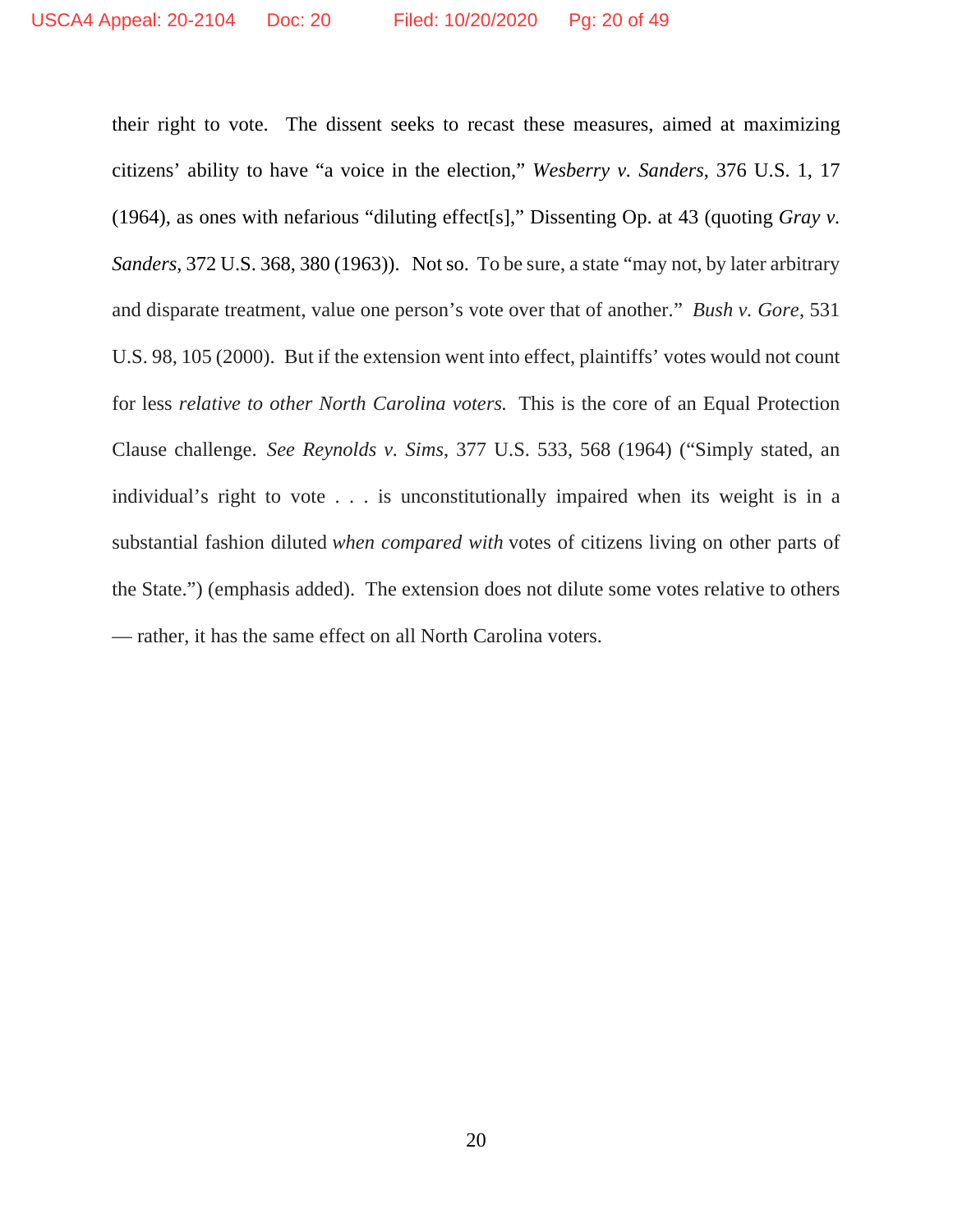their right to vote. The dissent seeks to recast these measures, aimed at maximizing citizens' ability to have "a voice in the election," *Wesberry v. Sanders*, 376 U.S. 1, 17 (1964), as ones with nefarious "diluting effect[s]," Dissenting Op. at 43 (quoting *Gray v. Sanders*, 372 U.S. 368, 380 (1963)). Not so. To be sure, a state "may not, by later arbitrary and disparate treatment, value one person's vote over that of another." *Bush v. Gore*, 531 U.S. 98, 105 (2000). But if the extension went into effect, plaintiffs' votes would not count for less *relative to other North Carolina voters.* This is the core of an Equal Protection Clause challenge. *See Reynolds v. Sims*, 377 U.S. 533, 568 (1964) ("Simply stated, an individual's right to vote . . . is unconstitutionally impaired when its weight is in a substantial fashion diluted *when compared with* votes of citizens living on other parts of the State.") (emphasis added). The extension does not dilute some votes relative to others — rather, it has the same effect on all North Carolina voters.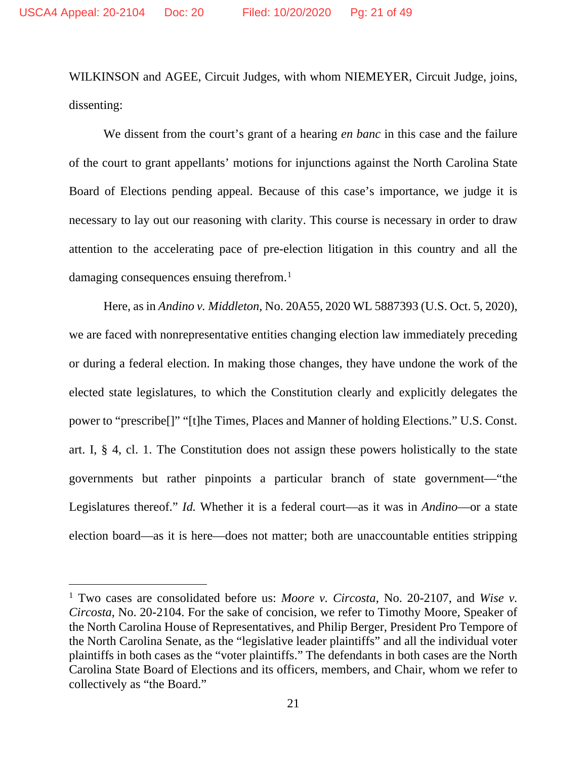WILKINSON and AGEE, Circuit Judges, with whom NIEMEYER, Circuit Judge, joins, dissenting:

We dissent from the court's grant of a hearing *en banc* in this case and the failure of the court to grant appellants' motions for injunctions against the North Carolina State Board of Elections pending appeal. Because of this case's importance, we judge it is necessary to lay out our reasoning with clarity. This course is necessary in order to draw attention to the accelerating pace of pre-election litigation in this country and all the damaging consequences ensuing therefrom.[1]

Here, as in *Andino v. Middleton*, No. 20A55, 2020 WL 5887393 (U.S. Oct. 5, 2020), we are faced with nonrepresentative entities changing election law immediately preceding or during a federal election. In making those changes, they have undone the work of the elected state legislatures, to which the Constitution clearly and explicitly delegates the power to "prescribe[]" "[t]he Times, Places and Manner of holding Elections." U.S. Const. art. I, § 4, cl. 1. The Constitution does not assign these powers holistically to the state governments but rather pinpoints a particular branch of state government—"the Legislatures thereof." *Id.* Whether it is a federal court—as it was in *Andino*—or a state election board—as it is here—does not matter; both are unaccountable entities stripping

[1] Two cases are consolidated before us: *Moore v. Circosta*, No. 20-2107, and *Wise v. Circosta*, No. 20-2104. For the sake of concision, we refer to Timothy Moore, Speaker of the North Carolina House of Representatives, and Philip Berger, President Pro Tempore of the North Carolina Senate, as the "legislative leader plaintiffs" and all the individual voter plaintiffs in both cases as the "voter plaintiffs." The defendants in both cases are the North Carolina State Board of Elections and its officers, members, and Chair, whom we refer to collectively as "the Board."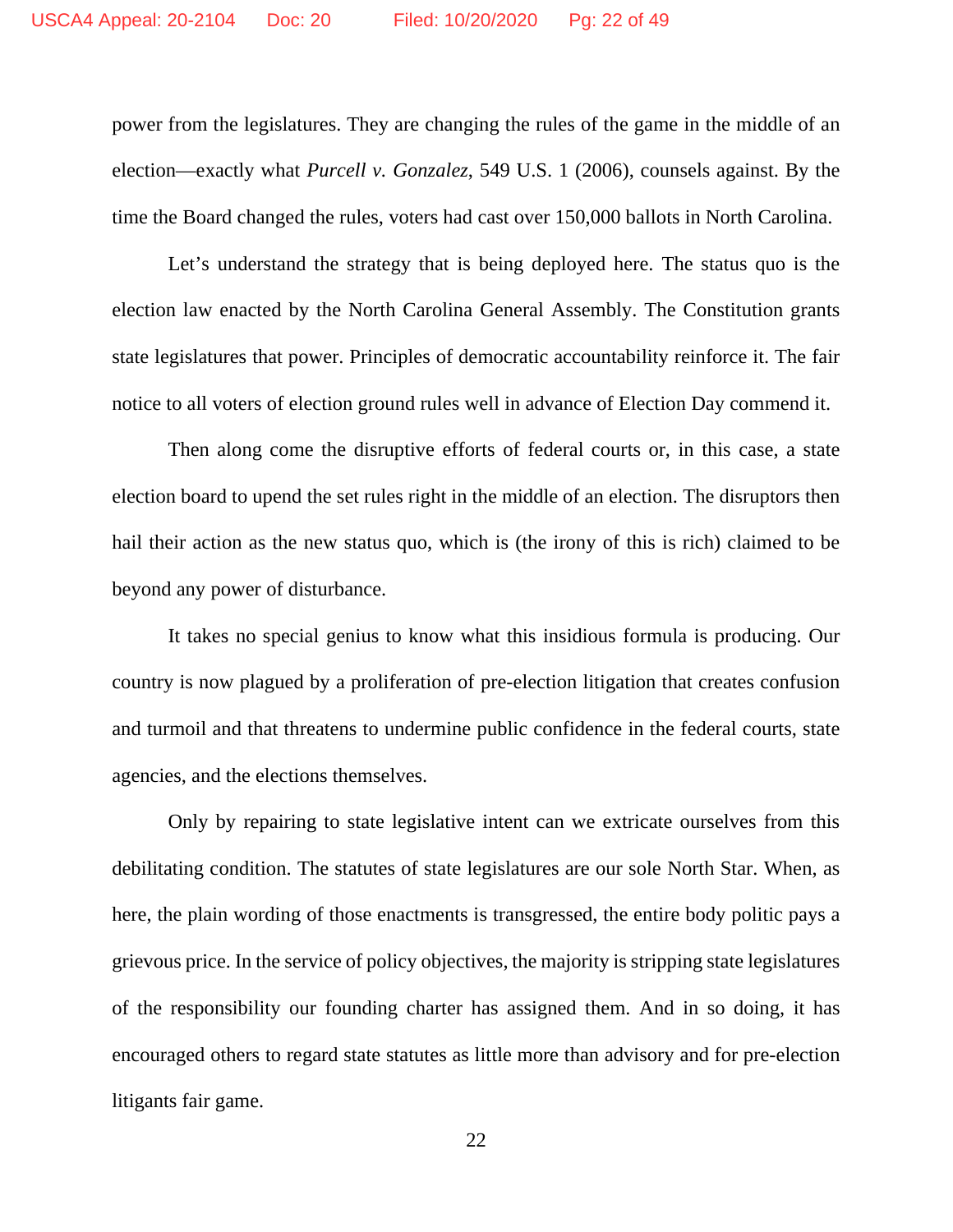power from the legislatures. They are changing the rules of the game in the middle of an election—exactly what *Purcell v. Gonzalez*, 549 U.S. 1 (2006), counsels against. By the time the Board changed the rules, voters had cast over 150,000 ballots in North Carolina.

Let's understand the strategy that is being deployed here. The status quo is the election law enacted by the North Carolina General Assembly. The Constitution grants state legislatures that power. Principles of democratic accountability reinforce it. The fair notice to all voters of election ground rules well in advance of Election Day commend it.

Then along come the disruptive efforts of federal courts or, in this case, a state election board to upend the set rules right in the middle of an election. The disruptors then hail their action as the new status quo, which is (the irony of this is rich) claimed to be beyond any power of disturbance.

It takes no special genius to know what this insidious formula is producing. Our country is now plagued by a proliferation of pre-election litigation that creates confusion and turmoil and that threatens to undermine public confidence in the federal courts, state agencies, and the elections themselves.

Only by repairing to state legislative intent can we extricate ourselves from this debilitating condition. The statutes of state legislatures are our sole North Star. When, as here, the plain wording of those enactments is transgressed, the entire body politic pays a grievous price. In the service of policy objectives, the majority is stripping state legislatures of the responsibility our founding charter has assigned them. And in so doing, it has encouraged others to regard state statutes as little more than advisory and for pre-election litigants fair game.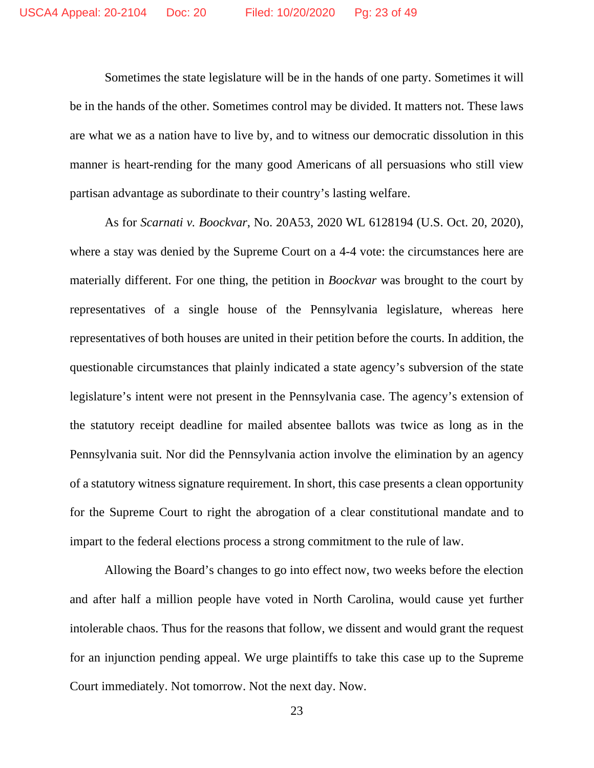Sometimes the state legislature will be in the hands of one party. Sometimes it will be in the hands of the other. Sometimes control may be divided. It matters not. These laws are what we as a nation have to live by, and to witness our democratic dissolution in this manner is heart-rending for the many good Americans of all persuasions who still view partisan advantage as subordinate to their country's lasting welfare.

As for *Scarnati v. Boockvar*, No. 20A53, 2020 WL 6128194 (U.S. Oct. 20, 2020), where a stay was denied by the Supreme Court on a 4-4 vote: the circumstances here are materially different. For one thing, the petition in *Boockvar* was brought to the court by representatives of a single house of the Pennsylvania legislature, whereas here representatives of both houses are united in their petition before the courts. In addition, the questionable circumstances that plainly indicated a state agency's subversion of the state legislature's intent were not present in the Pennsylvania case. The agency's extension of the statutory receipt deadline for mailed absentee ballots was twice as long as in the Pennsylvania suit. Nor did the Pennsylvania action involve the elimination by an agency of a statutory witness signature requirement. In short, this case presents a clean opportunity for the Supreme Court to right the abrogation of a clear constitutional mandate and to impart to the federal elections process a strong commitment to the rule of law.

Allowing the Board's changes to go into effect now, two weeks before the election and after half a million people have voted in North Carolina, would cause yet further intolerable chaos. Thus for the reasons that follow, we dissent and would grant the request for an injunction pending appeal. We urge plaintiffs to take this case up to the Supreme Court immediately. Not tomorrow. Not the next day. Now.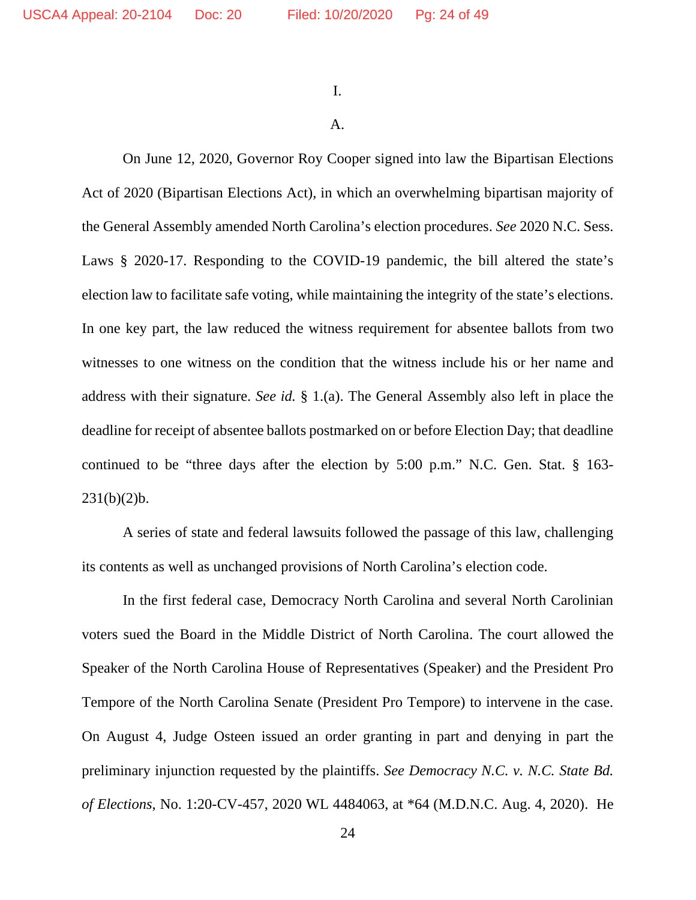I.

A.

On June 12, 2020, Governor Roy Cooper signed into law the Bipartisan Elections Act of 2020 (Bipartisan Elections Act), in which an overwhelming bipartisan majority of the General Assembly amended North Carolina's election procedures. *See* 2020 N.C. Sess. Laws § 2020-17. Responding to the COVID-19 pandemic, the bill altered the state's election law to facilitate safe voting, while maintaining the integrity of the state's elections. In one key part, the law reduced the witness requirement for absentee ballots from two witnesses to one witness on the condition that the witness include his or her name and address with their signature. *See id.* § 1.(a). The General Assembly also left in place the deadline for receipt of absentee ballots postmarked on or before Election Day; that deadline continued to be "three days after the election by 5:00 p.m." N.C. Gen. Stat. § 163-231(b)(2)b.

A series of state and federal lawsuits followed the passage of this law, challenging its contents as well as unchanged provisions of North Carolina's election code.

In the first federal case, Democracy North Carolina and several North Carolinian voters sued the Board in the Middle District of North Carolina. The court allowed the Speaker of the North Carolina House of Representatives (Speaker) and the President Pro Tempore of the North Carolina Senate (President Pro Tempore) to intervene in the case. On August 4, Judge Osteen issued an order granting in part and denying in part the preliminary injunction requested by the plaintiffs. *See Democracy N.C. v. N.C. State Bd. of Elections*, No. 1:20-CV-457, 2020 WL 4484063, at *64 (M.D.N.C. Aug. 4, 2020). He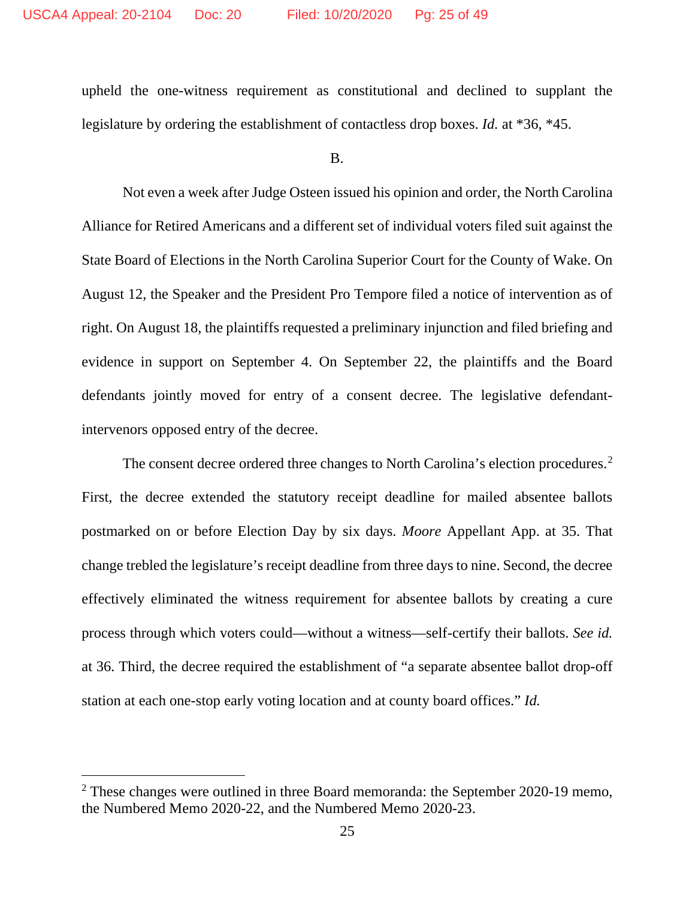upheld the one-witness requirement as constitutional and declined to supplant the legislature by ordering the establishment of contactless drop boxes. *Id.* at *36, *45.

B.

Not even a week after Judge Osteen issued his opinion and order, the North Carolina Alliance for Retired Americans and a different set of individual voters filed suit against the State Board of Elections in the North Carolina Superior Court for the County of Wake. On August 12, the Speaker and the President Pro Tempore filed a notice of intervention as of right. On August 18, the plaintiffs requested a preliminary injunction and filed briefing and evidence in support on September 4. On September 22, the plaintiffs and the Board defendants jointly moved for entry of a consent decree. The legislative defendant-intervenors opposed entry of the decree.

The consent decree ordered three changes to North Carolina's election procedures.[2] First, the decree extended the statutory receipt deadline for mailed absentee ballots postmarked on or before Election Day by six days. *Moore* Appellant App. at 35. That change trebled the legislature's receipt deadline from three days to nine. Second, the decree effectively eliminated the witness requirement for absentee ballots by creating a cure process through which voters could—without a witness—self-certify their ballots. *See id.* at 36. Third, the decree required the establishment of "a separate absentee ballot drop-off station at each one-stop early voting location and at county board offices." *Id.*

[2] These changes were outlined in three Board memoranda: the September 2020-19 memo, the Numbered Memo 2020-22, and the Numbered Memo 2020-23.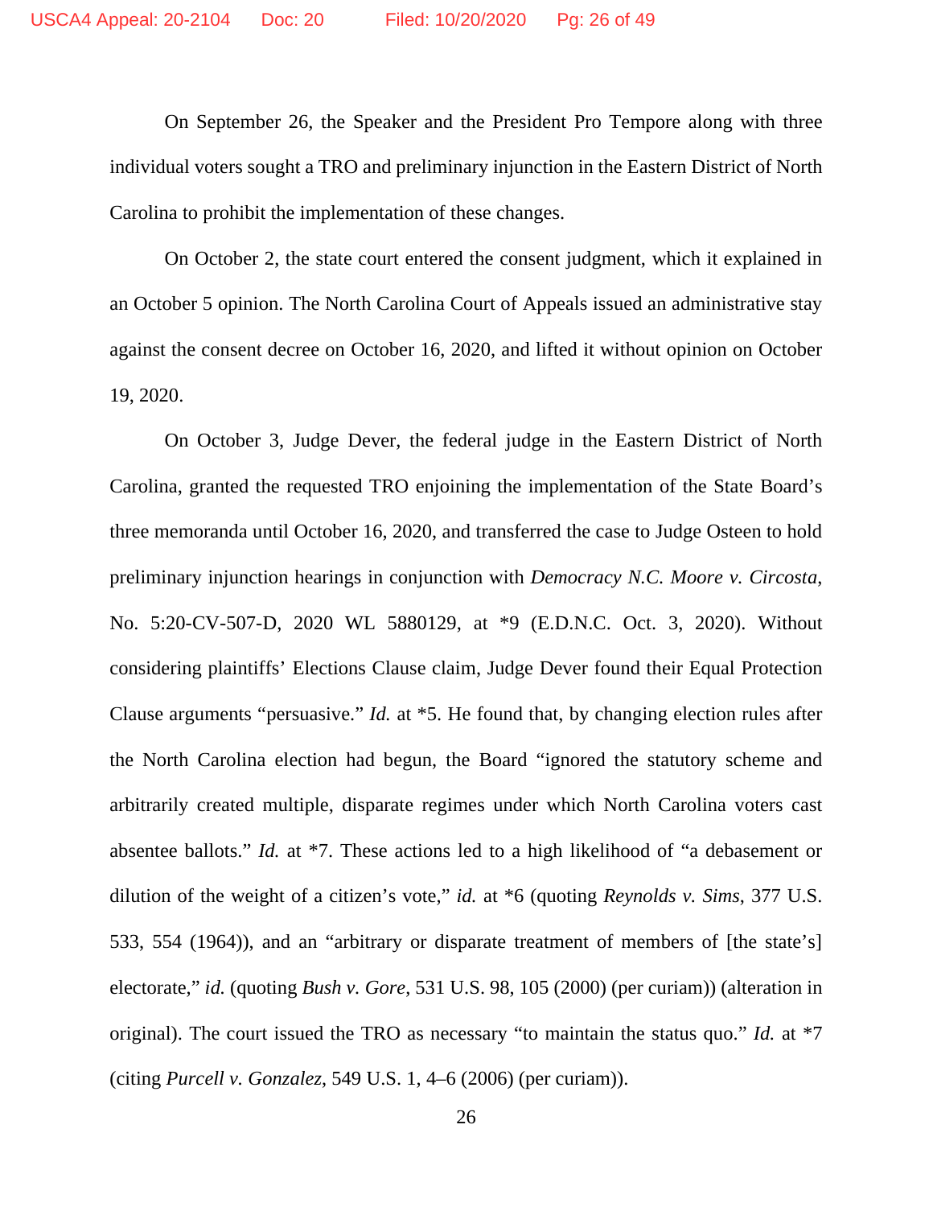On September 26, the Speaker and the President Pro Tempore along with three individual voters sought a TRO and preliminary injunction in the Eastern District of North Carolina to prohibit the implementation of these changes.

On October 2, the state court entered the consent judgment, which it explained in an October 5 opinion. The North Carolina Court of Appeals issued an administrative stay against the consent decree on October 16, 2020, and lifted it without opinion on October 19, 2020.

On October 3, Judge Dever, the federal judge in the Eastern District of North Carolina, granted the requested TRO enjoining the implementation of the State Board's three memoranda until October 16, 2020, and transferred the case to Judge Osteen to hold preliminary injunction hearings in conjunction with *Democracy N.C. Moore v. Circosta*, No. 5:20-CV-507-D, 2020 WL 5880129, at *9 (E.D.N.C. Oct. 3, 2020). Without considering plaintiffs' Elections Clause claim, Judge Dever found their Equal Protection Clause arguments "persuasive." *Id.* at *5. He found that, by changing election rules after the North Carolina election had begun, the Board "ignored the statutory scheme and arbitrarily created multiple, disparate regimes under which North Carolina voters cast absentee ballots." *Id.* at *7. These actions led to a high likelihood of "a debasement or dilution of the weight of a citizen's vote," *id.* at *6 (quoting *Reynolds v. Sims*, 377 U.S. 533, 554 (1964)), and an "arbitrary or disparate treatment of members of [the state's] electorate," *id.* (quoting *Bush v. Gore*, 531 U.S. 98, 105 (2000) (per curiam)) (alteration in original). The court issued the TRO as necessary "to maintain the status quo." *Id.* at *7 (citing *Purcell v. Gonzalez*, 549 U.S. 1, 4–6 (2006) (per curiam)).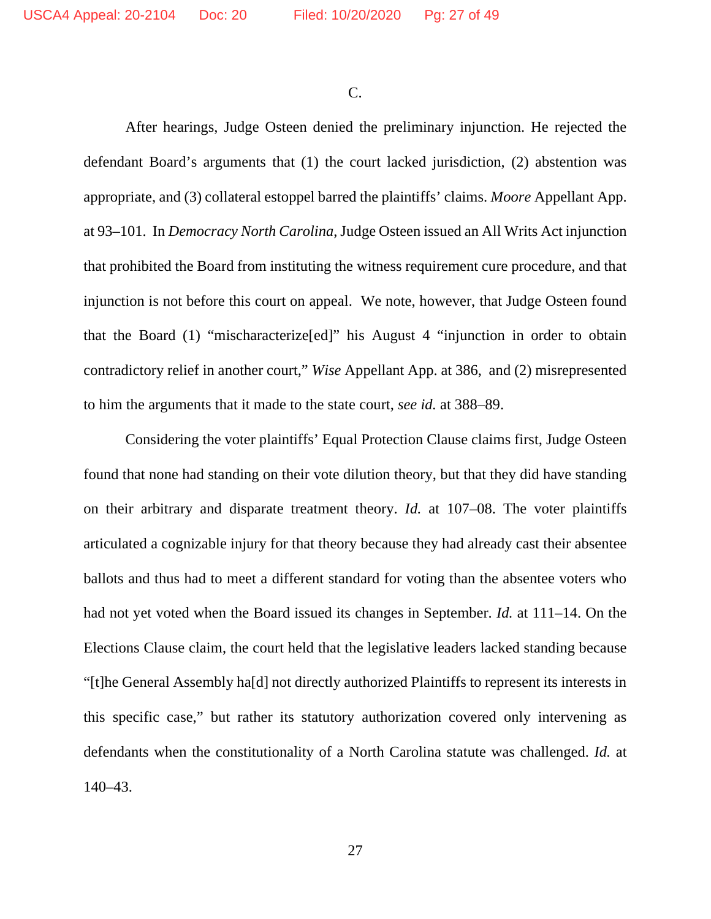C.

After hearings, Judge Osteen denied the preliminary injunction. He rejected the defendant Board's arguments that (1) the court lacked jurisdiction, (2) abstention was appropriate, and (3) collateral estoppel barred the plaintiffs' claims. *Moore* Appellant App. at 93–101. In *Democracy North Carolina*, Judge Osteen issued an All Writs Act injunction that prohibited the Board from instituting the witness requirement cure procedure, and that injunction is not before this court on appeal. We note, however, that Judge Osteen found that the Board (1) "mischaracterize[ed]" his August 4 "injunction in order to obtain contradictory relief in another court," *Wise* Appellant App. at 386, and (2) misrepresented to him the arguments that it made to the state court, *see id.* at 388–89.

Considering the voter plaintiffs' Equal Protection Clause claims first, Judge Osteen found that none had standing on their vote dilution theory, but that they did have standing on their arbitrary and disparate treatment theory. *Id.* at 107–08. The voter plaintiffs articulated a cognizable injury for that theory because they had already cast their absentee ballots and thus had to meet a different standard for voting than the absentee voters who had not yet voted when the Board issued its changes in September. *Id.* at 111–14. On the Elections Clause claim, the court held that the legislative leaders lacked standing because "[t]he General Assembly ha[d] not directly authorized Plaintiffs to represent its interests in this specific case," but rather its statutory authorization covered only intervening as defendants when the constitutionality of a North Carolina statute was challenged. *Id.* at 140–43.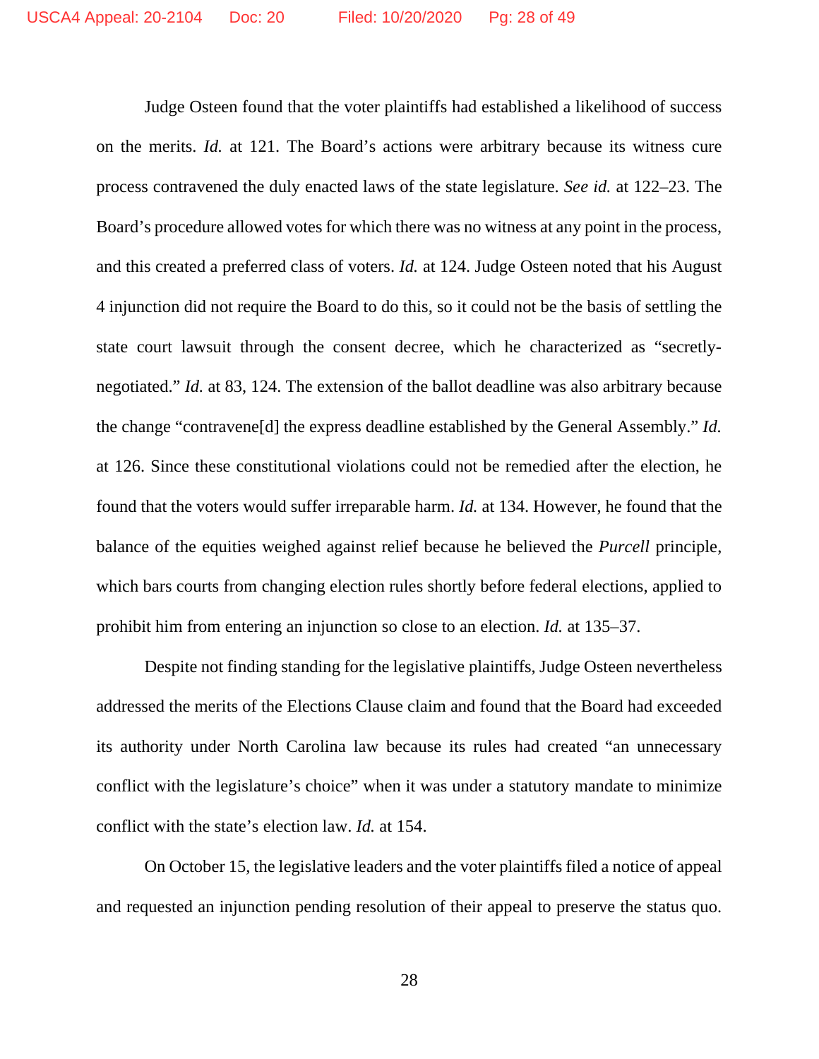Judge Osteen found that the voter plaintiffs had established a likelihood of success on the merits. *Id.* at 121. The Board's actions were arbitrary because its witness cure process contravened the duly enacted laws of the state legislature. *See id.* at 122–23. The Board's procedure allowed votes for which there was no witness at any point in the process, and this created a preferred class of voters. *Id.* at 124. Judge Osteen noted that his August 4 injunction did not require the Board to do this, so it could not be the basis of settling the state court lawsuit through the consent decree, which he characterized as "secretly-negotiated." *Id.* at 83, 124. The extension of the ballot deadline was also arbitrary because the change "contravene[d] the express deadline established by the General Assembly." *Id.* at 126. Since these constitutional violations could not be remedied after the election, he found that the voters would suffer irreparable harm. *Id.* at 134. However, he found that the balance of the equities weighed against relief because he believed the *Purcell* principle, which bars courts from changing election rules shortly before federal elections, applied to prohibit him from entering an injunction so close to an election. *Id.* at 135–37.

Despite not finding standing for the legislative plaintiffs, Judge Osteen nevertheless addressed the merits of the Elections Clause claim and found that the Board had exceeded its authority under North Carolina law because its rules had created "an unnecessary conflict with the legislature's choice" when it was under a statutory mandate to minimize conflict with the state's election law. *Id.* at 154.

On October 15, the legislative leaders and the voter plaintiffs filed a notice of appeal and requested an injunction pending resolution of their appeal to preserve the status quo.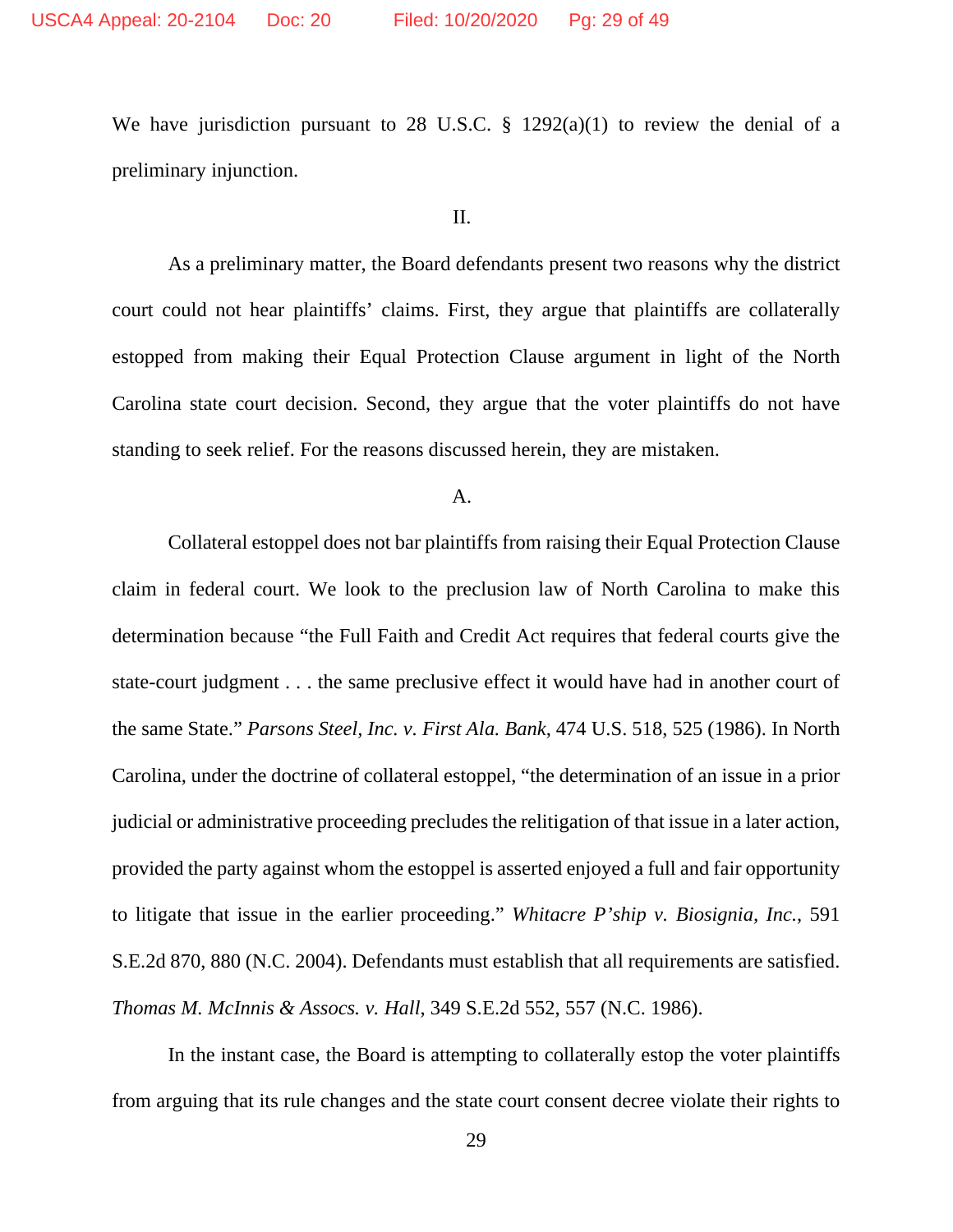We have jurisdiction pursuant to 28 U.S.C. § 1292(a)(1) to review the denial of a preliminary injunction.

II.

As a preliminary matter, the Board defendants present two reasons why the district court could not hear plaintiffs' claims. First, they argue that plaintiffs are collaterally estopped from making their Equal Protection Clause argument in light of the North Carolina state court decision. Second, they argue that the voter plaintiffs do not have standing to seek relief. For the reasons discussed herein, they are mistaken.

A.

Collateral estoppel does not bar plaintiffs from raising their Equal Protection Clause claim in federal court. We look to the preclusion law of North Carolina to make this determination because "the Full Faith and Credit Act requires that federal courts give the state-court judgment . . . the same preclusive effect it would have had in another court of the same State." *Parsons Steel, Inc. v. First Ala. Bank*, 474 U.S. 518, 525 (1986). In North Carolina, under the doctrine of collateral estoppel, "the determination of an issue in a prior judicial or administrative proceeding precludes the relitigation of that issue in a later action, provided the party against whom the estoppel is asserted enjoyed a full and fair opportunity to litigate that issue in the earlier proceeding." *Whitacre P'ship v. Biosignia, Inc.*, 591 S.E.2d 870, 880 (N.C. 2004). Defendants must establish that all requirements are satisfied. *Thomas M. McInnis & Assocs. v. Hall*, 349 S.E.2d 552, 557 (N.C. 1986).

In the instant case, the Board is attempting to collaterally estop the voter plaintiffs from arguing that its rule changes and the state court consent decree violate their rights to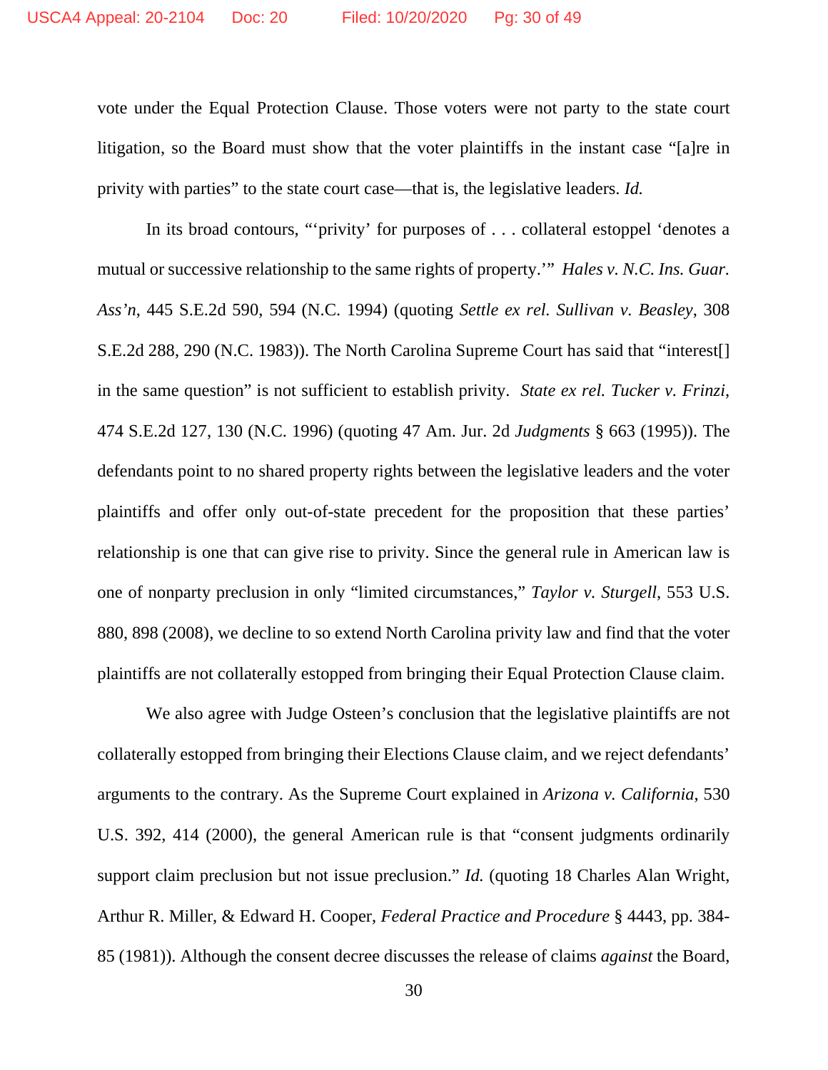vote under the Equal Protection Clause. Those voters were not party to the state court litigation, so the Board must show that the voter plaintiffs in the instant case "[a]re in privity with parties" to the state court case—that is, the legislative leaders. *Id.*

In its broad contours, "'privity' for purposes of . . . collateral estoppel 'denotes a mutual or successive relationship to the same rights of property.'" *Hales v. N.C. Ins. Guar. Ass'n*, 445 S.E.2d 590, 594 (N.C. 1994) (quoting *Settle ex rel. Sullivan v. Beasley*, 308 S.E.2d 288, 290 (N.C. 1983)). The North Carolina Supreme Court has said that "interest[] in the same question" is not sufficient to establish privity. *State ex rel. Tucker v. Frinzi*, 474 S.E.2d 127, 130 (N.C. 1996) (quoting 47 Am. Jur. 2d *Judgments* § 663 (1995)). The defendants point to no shared property rights between the legislative leaders and the voter plaintiffs and offer only out-of-state precedent for the proposition that these parties' relationship is one that can give rise to privity. Since the general rule in American law is one of nonparty preclusion in only "limited circumstances," *Taylor v. Sturgell*, 553 U.S. 880, 898 (2008), we decline to so extend North Carolina privity law and find that the voter plaintiffs are not collaterally estopped from bringing their Equal Protection Clause claim.

We also agree with Judge Osteen's conclusion that the legislative plaintiffs are not collaterally estopped from bringing their Elections Clause claim, and we reject defendants' arguments to the contrary. As the Supreme Court explained in *Arizona v. California*, 530 U.S. 392, 414 (2000), the general American rule is that "consent judgments ordinarily support claim preclusion but not issue preclusion." *Id.* (quoting 18 Charles Alan Wright, Arthur R. Miller, & Edward H. Cooper, *Federal Practice and Procedure* § 4443, pp. 384-85 (1981)). Although the consent decree discusses the release of claims *against* the Board,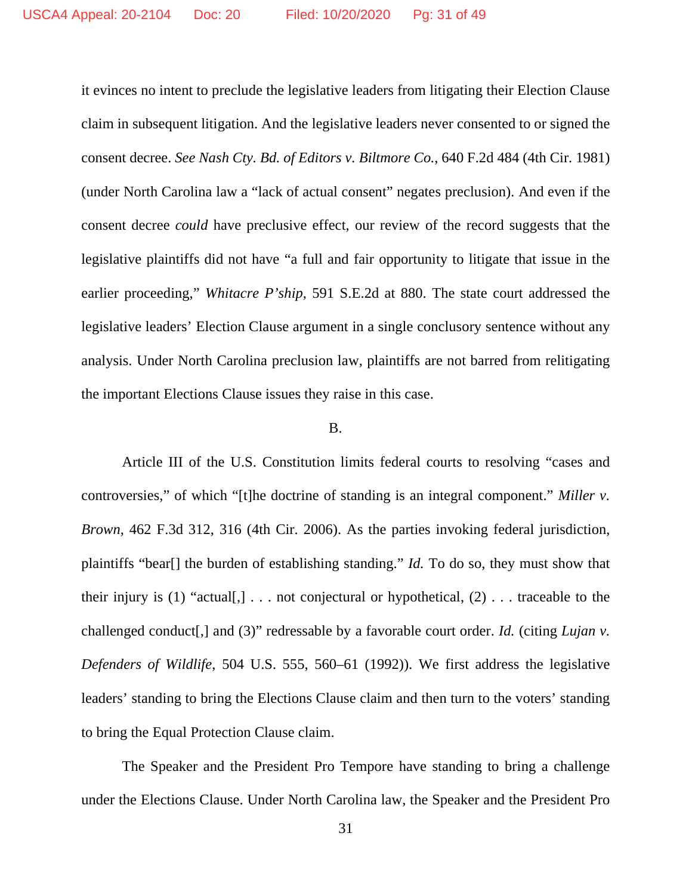it evinces no intent to preclude the legislative leaders from litigating their Election Clause claim in subsequent litigation. And the legislative leaders never consented to or signed the consent decree. *See Nash Cty. Bd. of Editors v. Biltmore Co.*, 640 F.2d 484 (4th Cir. 1981) (under North Carolina law a "lack of actual consent" negates preclusion). And even if the consent decree *could* have preclusive effect, our review of the record suggests that the legislative plaintiffs did not have "a full and fair opportunity to litigate that issue in the earlier proceeding," *Whitacre P'ship*, 591 S.E.2d at 880. The state court addressed the legislative leaders' Election Clause argument in a single conclusory sentence without any analysis. Under North Carolina preclusion law, plaintiffs are not barred from relitigating the important Elections Clause issues they raise in this case.

B.

Article III of the U.S. Constitution limits federal courts to resolving "cases and controversies," of which "[t]he doctrine of standing is an integral component." *Miller v. Brown*, 462 F.3d 312, 316 (4th Cir. 2006). As the parties invoking federal jurisdiction, plaintiffs "bear[] the burden of establishing standing." *Id.* To do so, they must show that their injury is (1) "actual[,] . . . not conjectural or hypothetical, (2) . . . traceable to the challenged conduct[,] and (3)" redressable by a favorable court order. *Id.* (citing *Lujan v. Defenders of Wildlife*, 504 U.S. 555, 560–61 (1992)). We first address the legislative leaders' standing to bring the Elections Clause claim and then turn to the voters' standing to bring the Equal Protection Clause claim.

The Speaker and the President Pro Tempore have standing to bring a challenge under the Elections Clause. Under North Carolina law, the Speaker and the President Pro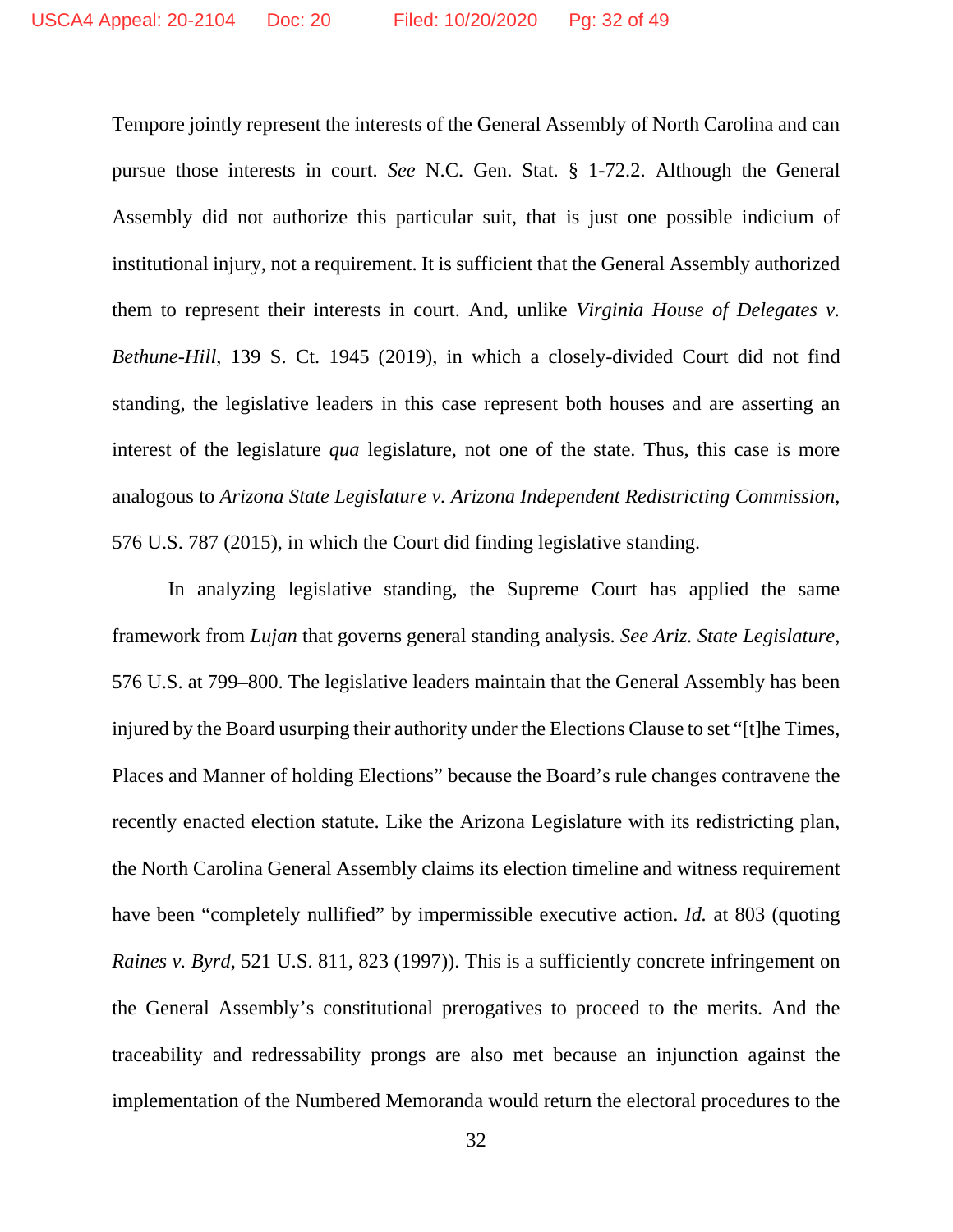Tempore jointly represent the interests of the General Assembly of North Carolina and can pursue those interests in court. *See* N.C. Gen. Stat. § 1-72.2. Although the General Assembly did not authorize this particular suit, that is just one possible indicium of institutional injury, not a requirement. It is sufficient that the General Assembly authorized them to represent their interests in court. And, unlike *Virginia House of Delegates v. Bethune-Hill*, 139 S. Ct. 1945 (2019), in which a closely-divided Court did not find standing, the legislative leaders in this case represent both houses and are asserting an interest of the legislature *qua* legislature, not one of the state. Thus, this case is more analogous to *Arizona State Legislature v. Arizona Independent Redistricting Commission*, 576 U.S. 787 (2015), in which the Court did finding legislative standing.

In analyzing legislative standing, the Supreme Court has applied the same framework from *Lujan* that governs general standing analysis. *See Ariz. State Legislature*, 576 U.S. at 799–800. The legislative leaders maintain that the General Assembly has been injured by the Board usurping their authority under the Elections Clause to set "[t]he Times, Places and Manner of holding Elections" because the Board's rule changes contravene the recently enacted election statute. Like the Arizona Legislature with its redistricting plan, the North Carolina General Assembly claims its election timeline and witness requirement have been "completely nullified" by impermissible executive action. *Id.* at 803 (quoting *Raines v. Byrd*, 521 U.S. 811, 823 (1997)). This is a sufficiently concrete infringement on the General Assembly's constitutional prerogatives to proceed to the merits. And the traceability and redressability prongs are also met because an injunction against the implementation of the Numbered Memoranda would return the electoral procedures to the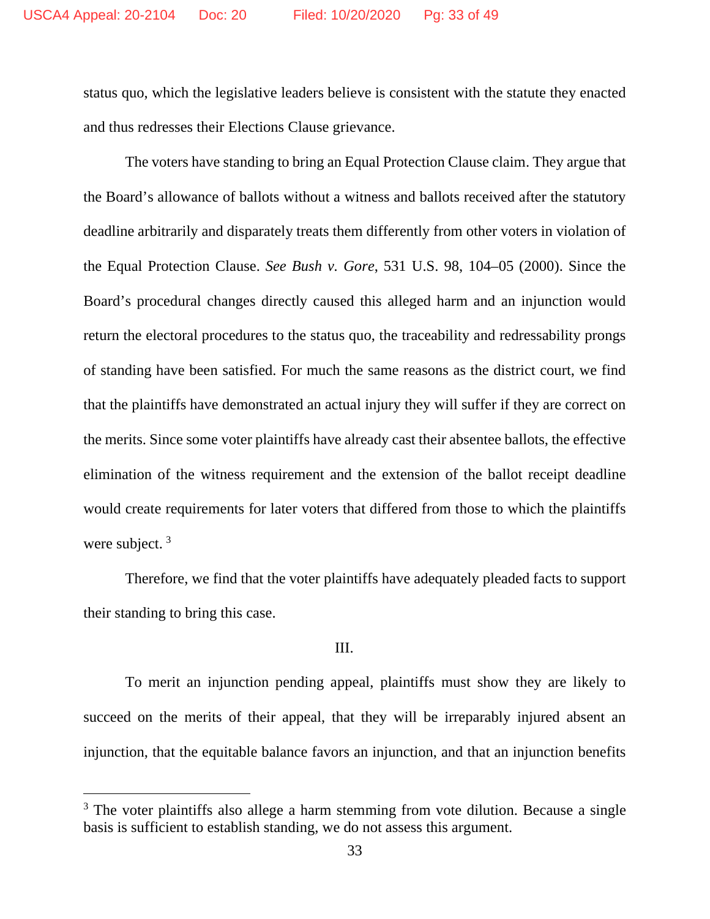status quo, which the legislative leaders believe is consistent with the statute they enacted and thus redresses their Elections Clause grievance.

The voters have standing to bring an Equal Protection Clause claim. They argue that the Board's allowance of ballots without a witness and ballots received after the statutory deadline arbitrarily and disparately treats them differently from other voters in violation of the Equal Protection Clause. *See Bush v. Gore*, 531 U.S. 98, 104–05 (2000). Since the Board's procedural changes directly caused this alleged harm and an injunction would return the electoral procedures to the status quo, the traceability and redressability prongs of standing have been satisfied. For much the same reasons as the district court, we find that the plaintiffs have demonstrated an actual injury they will suffer if they are correct on the merits. Since some voter plaintiffs have already cast their absentee ballots, the effective elimination of the witness requirement and the extension of the ballot receipt deadline would create requirements for later voters that differed from those to which the plaintiffs were subject. [3]

Therefore, we find that the voter plaintiffs have adequately pleaded facts to support their standing to bring this case.

III.

To merit an injunction pending appeal, plaintiffs must show they are likely to succeed on the merits of their appeal, that they will be irreparably injured absent an injunction, that the equitable balance favors an injunction, and that an injunction benefits

---

[3] The voter plaintiffs also allege a harm stemming from vote dilution. Because a single basis is sufficient to establish standing, we do not assess this argument.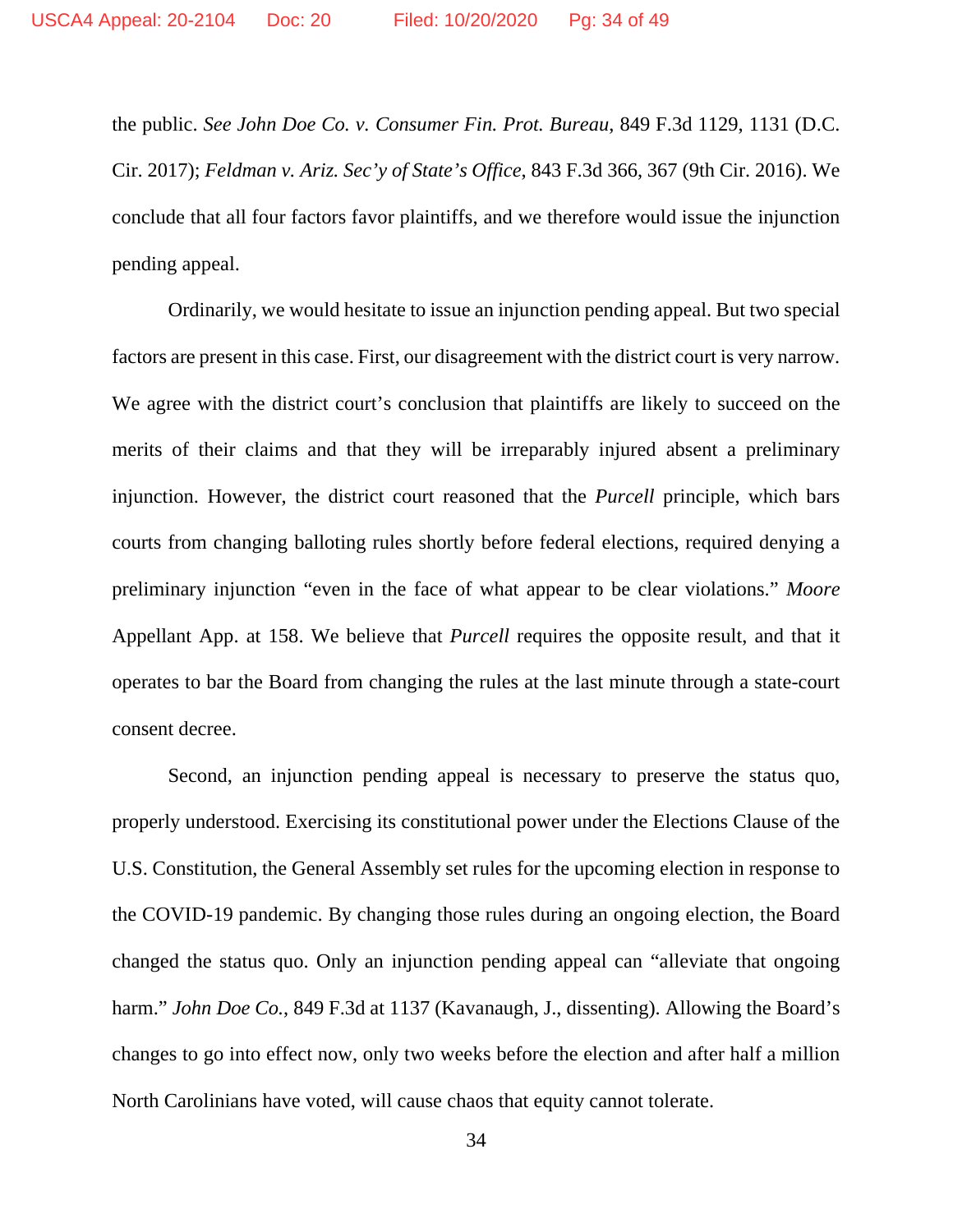the public. *See John Doe Co. v. Consumer Fin. Prot. Bureau*, 849 F.3d 1129, 1131 (D.C. Cir. 2017); *Feldman v. Ariz. Sec'y of State's Office*, 843 F.3d 366, 367 (9th Cir. 2016). We conclude that all four factors favor plaintiffs, and we therefore would issue the injunction pending appeal.

Ordinarily, we would hesitate to issue an injunction pending appeal. But two special factors are present in this case. First, our disagreement with the district court is very narrow. We agree with the district court's conclusion that plaintiffs are likely to succeed on the merits of their claims and that they will be irreparably injured absent a preliminary injunction. However, the district court reasoned that the *Purcell* principle, which bars courts from changing balloting rules shortly before federal elections, required denying a preliminary injunction "even in the face of what appear to be clear violations." *Moore* Appellant App. at 158. We believe that *Purcell* requires the opposite result, and that it operates to bar the Board from changing the rules at the last minute through a state-court consent decree.

Second, an injunction pending appeal is necessary to preserve the status quo, properly understood. Exercising its constitutional power under the Elections Clause of the U.S. Constitution, the General Assembly set rules for the upcoming election in response to the COVID-19 pandemic. By changing those rules during an ongoing election, the Board changed the status quo. Only an injunction pending appeal can "alleviate that ongoing harm." *John Doe Co.*, 849 F.3d at 1137 (Kavanaugh, J., dissenting). Allowing the Board's changes to go into effect now, only two weeks before the election and after half a million North Carolinians have voted, will cause chaos that equity cannot tolerate.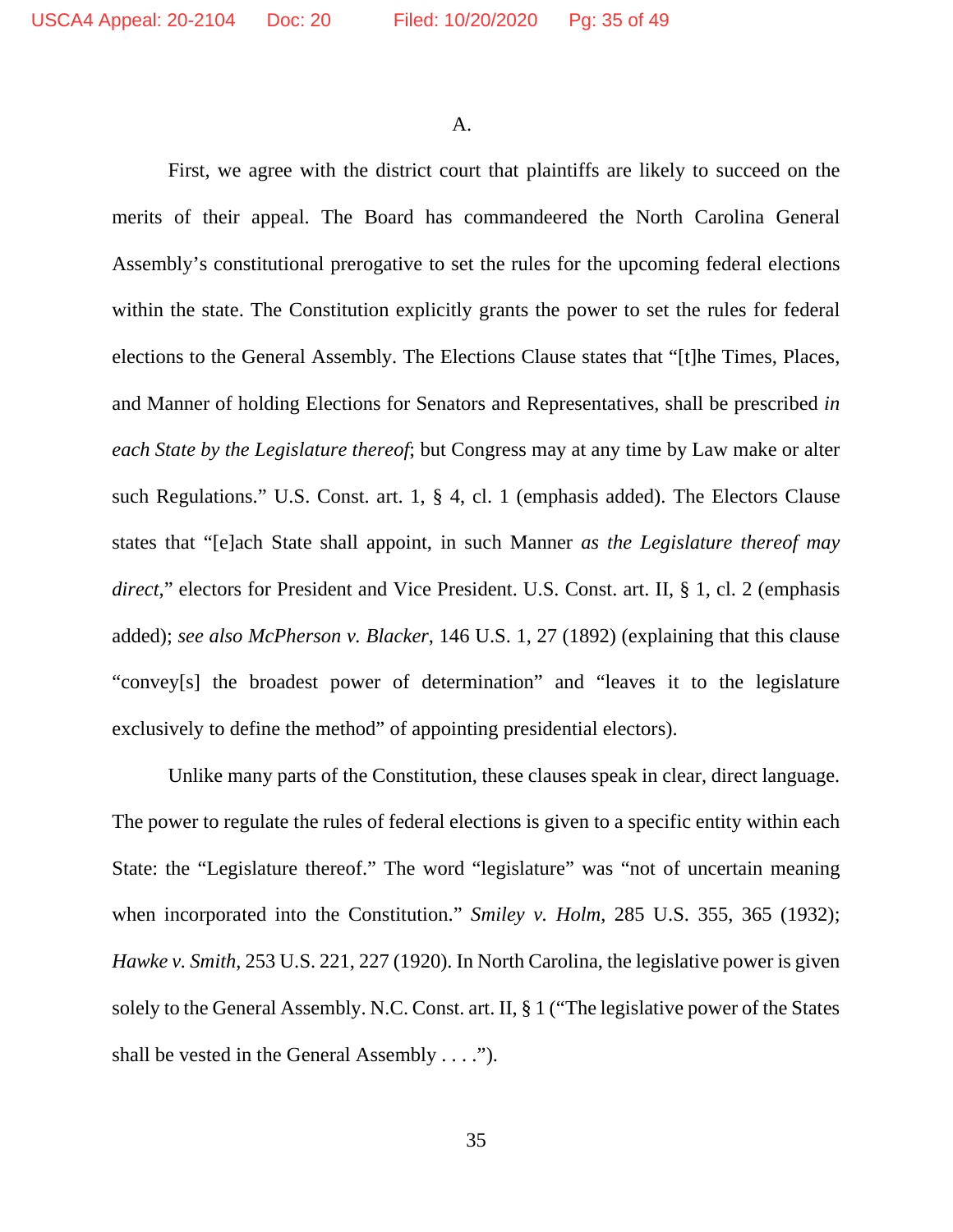A.

First, we agree with the district court that plaintiffs are likely to succeed on the merits of their appeal. The Board has commandeered the North Carolina General Assembly's constitutional prerogative to set the rules for the upcoming federal elections within the state. The Constitution explicitly grants the power to set the rules for federal elections to the General Assembly. The Elections Clause states that "[t]he Times, Places, and Manner of holding Elections for Senators and Representatives, shall be prescribed *in each State by the Legislature thereof*; but Congress may at any time by Law make or alter such Regulations." U.S. Const. art. 1, § 4, cl. 1 (emphasis added). The Electors Clause states that "[e]ach State shall appoint, in such Manner *as the Legislature thereof may direct*," electors for President and Vice President. U.S. Const. art. II, § 1, cl. 2 (emphasis added); *see also McPherson v. Blacker*, 146 U.S. 1, 27 (1892) (explaining that this clause "convey[s] the broadest power of determination" and "leaves it to the legislature exclusively to define the method" of appointing presidential electors).

Unlike many parts of the Constitution, these clauses speak in clear, direct language. The power to regulate the rules of federal elections is given to a specific entity within each State: the "Legislature thereof." The word "legislature" was "not of uncertain meaning when incorporated into the Constitution." *Smiley v. Holm*, 285 U.S. 355, 365 (1932); *Hawke v. Smith*, 253 U.S. 221, 227 (1920). In North Carolina, the legislative power is given solely to the General Assembly. N.C. Const. art. II, § 1 ("The legislative power of the States shall be vested in the General Assembly . . . .").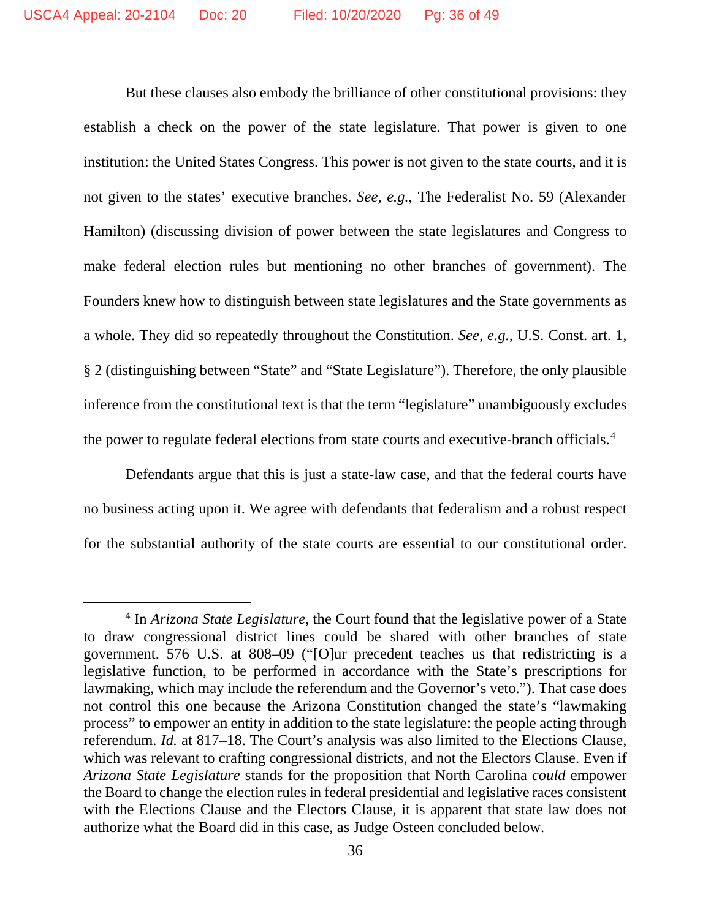But these clauses also embody the brilliance of other constitutional provisions: they establish a check on the power of the state legislature. That power is given to one institution: the United States Congress. This power is not given to the state courts, and it is not given to the states' executive branches. *See, e.g.*, The Federalist No. 59 (Alexander Hamilton) (discussing division of power between the state legislatures and Congress to make federal election rules but mentioning no other branches of government). The Founders knew how to distinguish between state legislatures and the State governments as a whole. They did so repeatedly throughout the Constitution. *See, e.g.*, U.S. Const. art. 1, § 2 (distinguishing between "State" and "State Legislature"). Therefore, the only plausible inference from the constitutional text is that the term "legislature" unambiguously excludes the power to regulate federal elections from state courts and executive-branch officials.[4]

Defendants argue that this is just a state-law case, and that the federal courts have no business acting upon it. We agree with defendants that federalism and a robust respect for the substantial authority of the state courts are essential to our constitutional order.

---

[4] In *Arizona State Legislature*, the Court found that the legislative power of a State to draw congressional district lines could be shared with other branches of state government. 576 U.S. at 808–09 ("[O]ur precedent teaches us that redistricting is a legislative function, to be performed in accordance with the State's prescriptions for lawmaking, which may include the referendum and the Governor's veto."). That case does not control this one because the Arizona Constitution changed the state's "lawmaking process" to empower an entity in addition to the state legislature: the people acting through referendum. *Id.* at 817–18. The Court's analysis was also limited to the Elections Clause, which was relevant to crafting congressional districts, and not the Electors Clause. Even if *Arizona State Legislature* stands for the proposition that North Carolina *could* empower the Board to change the election rules in federal presidential and legislative races consistent with the Elections Clause and the Electors Clause, it is apparent that state law does not authorize what the Board did in this case, as Judge Osteen concluded below.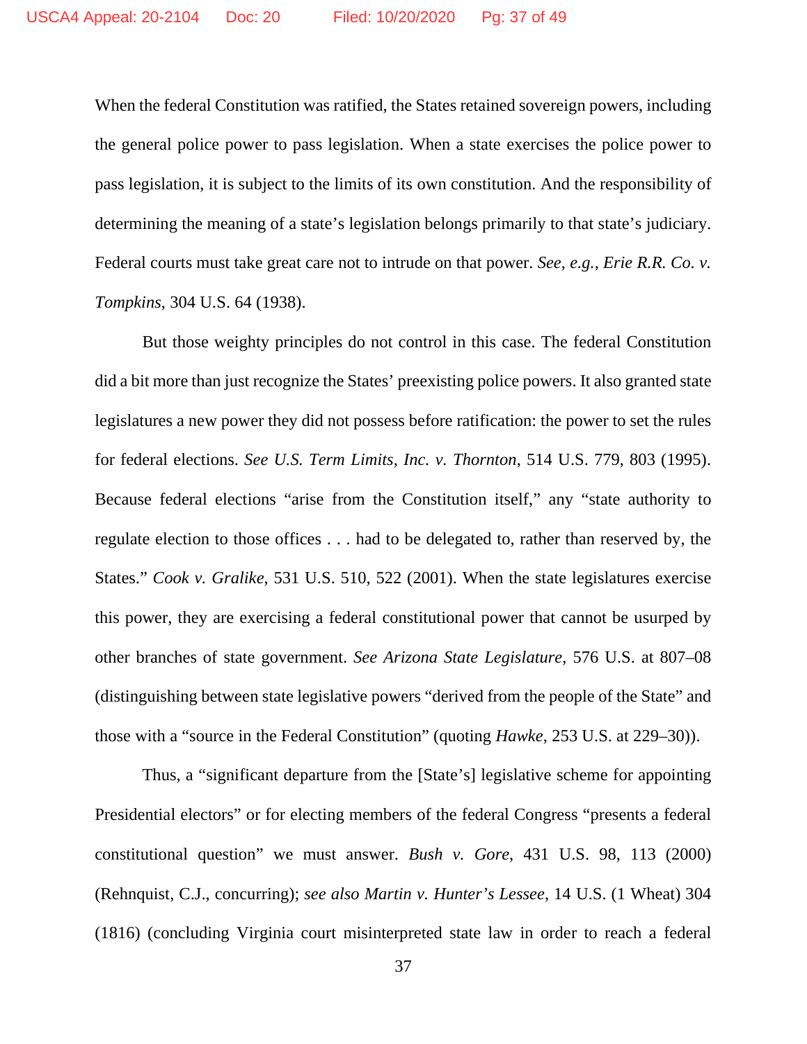When the federal Constitution was ratified, the States retained sovereign powers, including the general police power to pass legislation. When a state exercises the police power to pass legislation, it is subject to the limits of its own constitution. And the responsibility of determining the meaning of a state's legislation belongs primarily to that state's judiciary. Federal courts must take great care not to intrude on that power. *See, e.g.*, *Erie R.R. Co. v. Tompkins*, 304 U.S. 64 (1938).

But those weighty principles do not control in this case. The federal Constitution did a bit more than just recognize the States' preexisting police powers. It also granted state legislatures a new power they did not possess before ratification: the power to set the rules for federal elections. *See U.S. Term Limits, Inc. v. Thornton*, 514 U.S. 779, 803 (1995). Because federal elections "arise from the Constitution itself," any "state authority to regulate election to those offices . . . had to be delegated to, rather than reserved by, the States." *Cook v. Gralike*, 531 U.S. 510, 522 (2001). When the state legislatures exercise this power, they are exercising a federal constitutional power that cannot be usurped by other branches of state government. *See Arizona State Legislature*, 576 U.S. at 807–08 (distinguishing between state legislative powers "derived from the people of the State" and those with a "source in the Federal Constitution" (quoting *Hawke*, 253 U.S. at 229–30)).

Thus, a "significant departure from the [State's] legislative scheme for appointing Presidential electors" or for electing members of the federal Congress "presents a federal constitutional question" we must answer. *Bush v. Gore*, 431 U.S. 98, 113 (2000) (Rehnquist, C.J., concurring); *see also Martin v. Hunter's Lessee*, 14 U.S. (1 Wheat) 304 (1816) (concluding Virginia court misinterpreted state law in order to reach a federal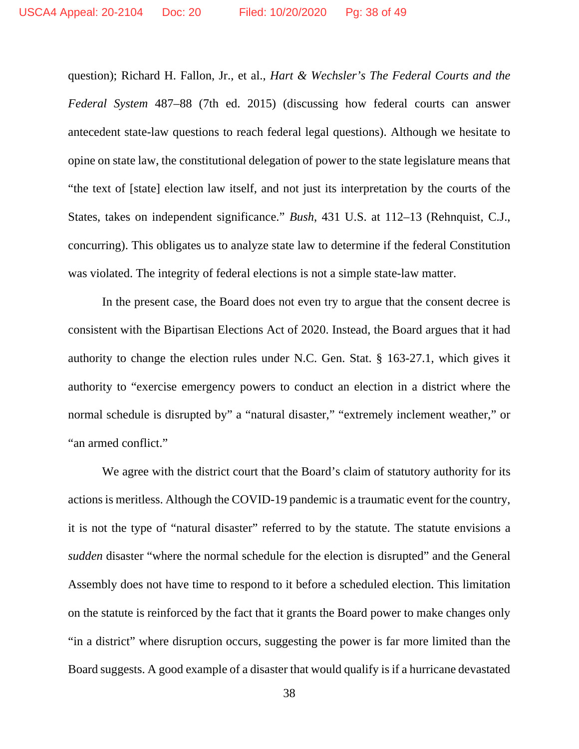question); Richard H. Fallon, Jr., et al., *Hart & Wechsler's The Federal Courts and the Federal System* 487–88 (7th ed. 2015) (discussing how federal courts can answer antecedent state-law questions to reach federal legal questions). Although we hesitate to opine on state law, the constitutional delegation of power to the state legislature means that "the text of [state] election law itself, and not just its interpretation by the courts of the States, takes on independent significance." *Bush*, 431 U.S. at 112–13 (Rehnquist, C.J., concurring). This obligates us to analyze state law to determine if the federal Constitution was violated. The integrity of federal elections is not a simple state-law matter.

In the present case, the Board does not even try to argue that the consent decree is consistent with the Bipartisan Elections Act of 2020. Instead, the Board argues that it had authority to change the election rules under N.C. Gen. Stat. § 163-27.1, which gives it authority to "exercise emergency powers to conduct an election in a district where the normal schedule is disrupted by" a "natural disaster," "extremely inclement weather," or "an armed conflict."

We agree with the district court that the Board's claim of statutory authority for its actions is meritless. Although the COVID-19 pandemic is a traumatic event for the country, it is not the type of "natural disaster" referred to by the statute. The statute envisions a *sudden* disaster "where the normal schedule for the election is disrupted" and the General Assembly does not have time to respond to it before a scheduled election. This limitation on the statute is reinforced by the fact that it grants the Board power to make changes only "in a district" where disruption occurs, suggesting the power is far more limited than the Board suggests. A good example of a disaster that would qualify is if a hurricane devastated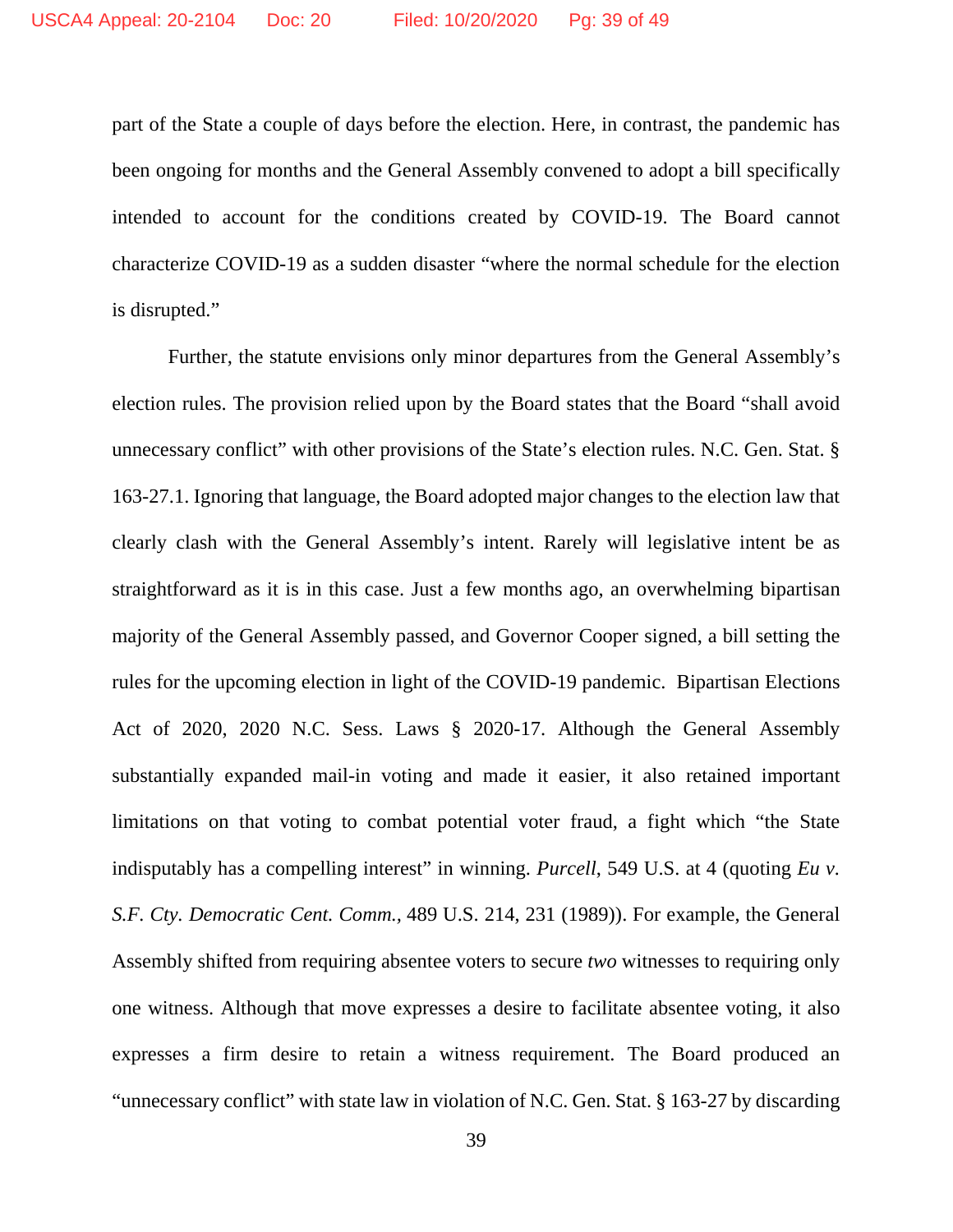part of the State a couple of days before the election. Here, in contrast, the pandemic has been ongoing for months and the General Assembly convened to adopt a bill specifically intended to account for the conditions created by COVID-19. The Board cannot characterize COVID-19 as a sudden disaster "where the normal schedule for the election is disrupted."

Further, the statute envisions only minor departures from the General Assembly's election rules. The provision relied upon by the Board states that the Board "shall avoid unnecessary conflict" with other provisions of the State's election rules. N.C. Gen. Stat. § 163-27.1. Ignoring that language, the Board adopted major changes to the election law that clearly clash with the General Assembly's intent. Rarely will legislative intent be as straightforward as it is in this case. Just a few months ago, an overwhelming bipartisan majority of the General Assembly passed, and Governor Cooper signed, a bill setting the rules for the upcoming election in light of the COVID-19 pandemic. Bipartisan Elections Act of 2020, 2020 N.C. Sess. Laws § 2020-17. Although the General Assembly substantially expanded mail-in voting and made it easier, it also retained important limitations on that voting to combat potential voter fraud, a fight which "the State indisputably has a compelling interest" in winning. *Purcell*, 549 U.S. at 4 (quoting *Eu v. S.F. Cty. Democratic Cent. Comm.*, 489 U.S. 214, 231 (1989)). For example, the General Assembly shifted from requiring absentee voters to secure *two* witnesses to requiring only one witness. Although that move expresses a desire to facilitate absentee voting, it also expresses a firm desire to retain a witness requirement. The Board produced an "unnecessary conflict" with state law in violation of N.C. Gen. Stat. § 163-27 by discarding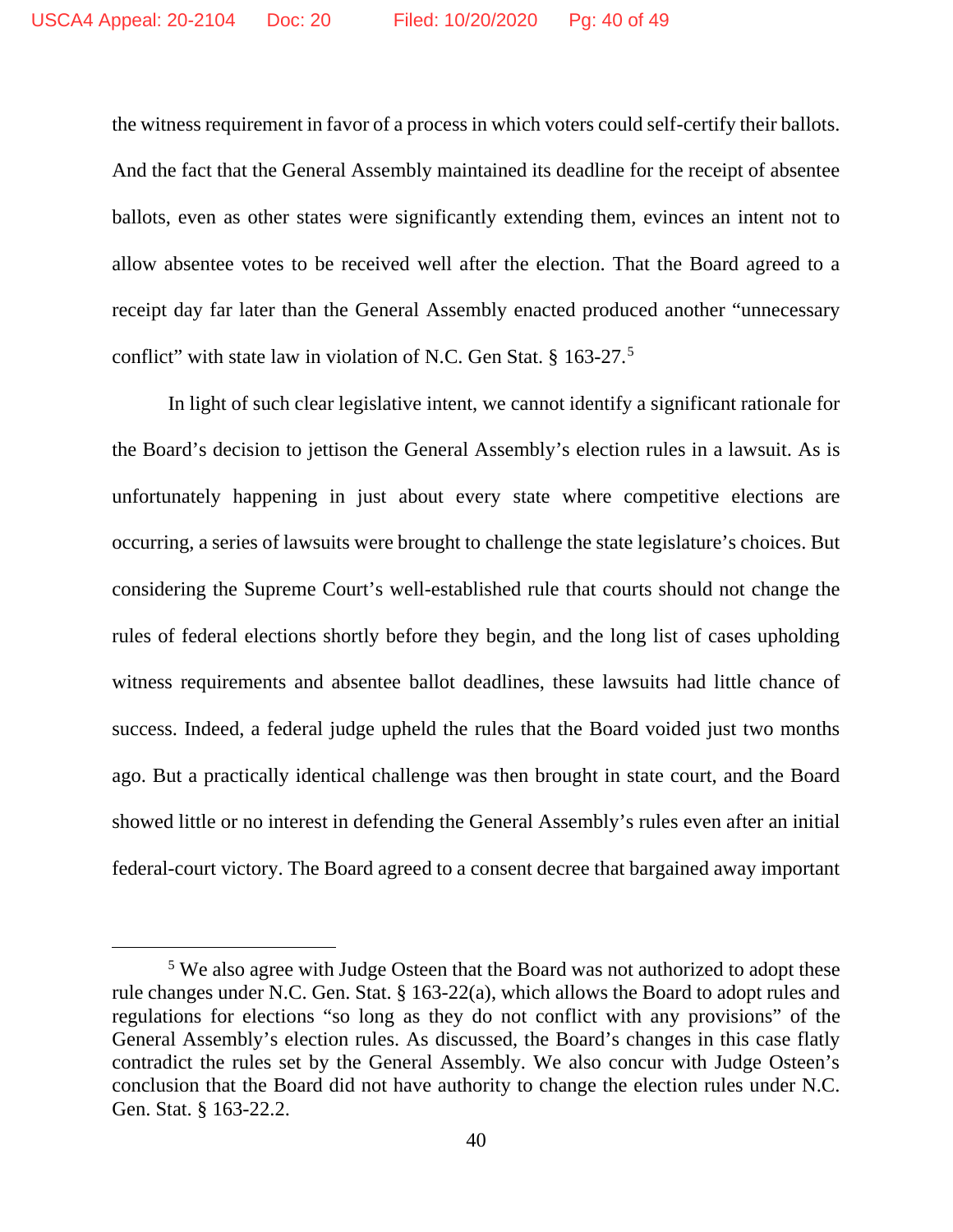the witness requirement in favor of a process in which voters could self-certify their ballots. And the fact that the General Assembly maintained its deadline for the receipt of absentee ballots, even as other states were significantly extending them, evinces an intent not to allow absentee votes to be received well after the election. That the Board agreed to a receipt day far later than the General Assembly enacted produced another "unnecessary conflict" with state law in violation of N.C. Gen Stat. § 163-27.[5]

In light of such clear legislative intent, we cannot identify a significant rationale for the Board's decision to jettison the General Assembly's election rules in a lawsuit. As is unfortunately happening in just about every state where competitive elections are occurring, a series of lawsuits were brought to challenge the state legislature's choices. But considering the Supreme Court's well-established rule that courts should not change the rules of federal elections shortly before they begin, and the long list of cases upholding witness requirements and absentee ballot deadlines, these lawsuits had little chance of success. Indeed, a federal judge upheld the rules that the Board voided just two months ago. But a practically identical challenge was then brought in state court, and the Board showed little or no interest in defending the General Assembly's rules even after an initial federal-court victory. The Board agreed to a consent decree that bargained away important

[5] We also agree with Judge Osteen that the Board was not authorized to adopt these rule changes under N.C. Gen. Stat. § 163-22(a), which allows the Board to adopt rules and regulations for elections "so long as they do not conflict with any provisions" of the General Assembly's election rules. As discussed, the Board's changes in this case flatly contradict the rules set by the General Assembly. We also concur with Judge Osteen's conclusion that the Board did not have authority to change the election rules under N.C. Gen. Stat. § 163-22.2.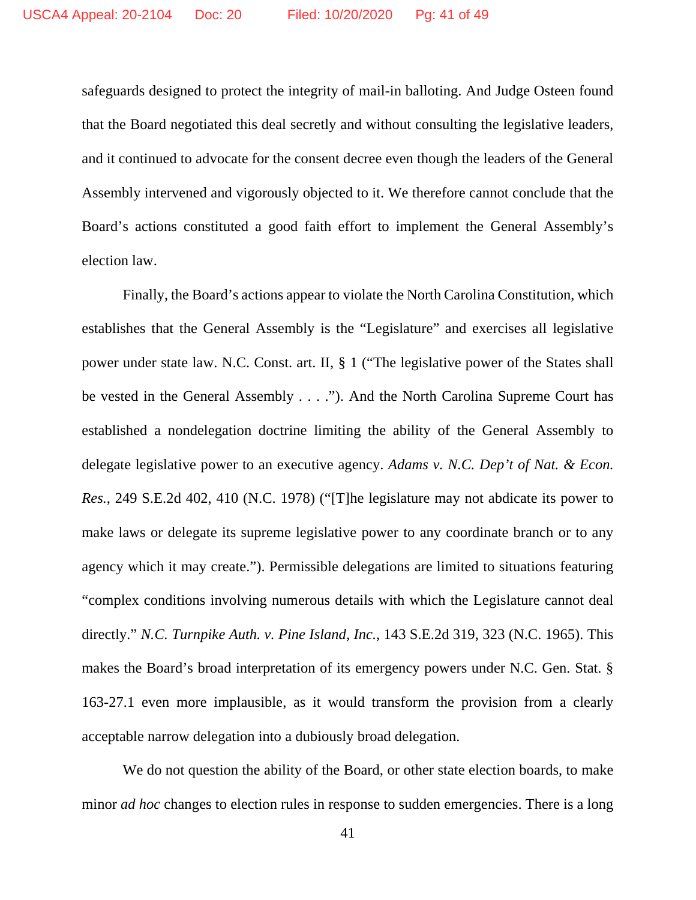safeguards designed to protect the integrity of mail-in balloting. And Judge Osteen found that the Board negotiated this deal secretly and without consulting the legislative leaders, and it continued to advocate for the consent decree even though the leaders of the General Assembly intervened and vigorously objected to it. We therefore cannot conclude that the Board's actions constituted a good faith effort to implement the General Assembly's election law.

Finally, the Board's actions appear to violate the North Carolina Constitution, which establishes that the General Assembly is the "Legislature" and exercises all legislative power under state law. N.C. Const. art. II, § 1 ("The legislative power of the States shall be vested in the General Assembly . . . ."). And the North Carolina Supreme Court has established a nondelegation doctrine limiting the ability of the General Assembly to delegate legislative power to an executive agency. *Adams v. N.C. Dep't of Nat. & Econ. Res.*, 249 S.E.2d 402, 410 (N.C. 1978) ("[T]he legislature may not abdicate its power to make laws or delegate its supreme legislative power to any coordinate branch or to any agency which it may create."). Permissible delegations are limited to situations featuring "complex conditions involving numerous details with which the Legislature cannot deal directly." *N.C. Turnpike Auth. v. Pine Island, Inc.*, 143 S.E.2d 319, 323 (N.C. 1965). This makes the Board's broad interpretation of its emergency powers under N.C. Gen. Stat. § 163-27.1 even more implausible, as it would transform the provision from a clearly acceptable narrow delegation into a dubiously broad delegation.

We do not question the ability of the Board, or other state election boards, to make minor *ad hoc* changes to election rules in response to sudden emergencies. There is a long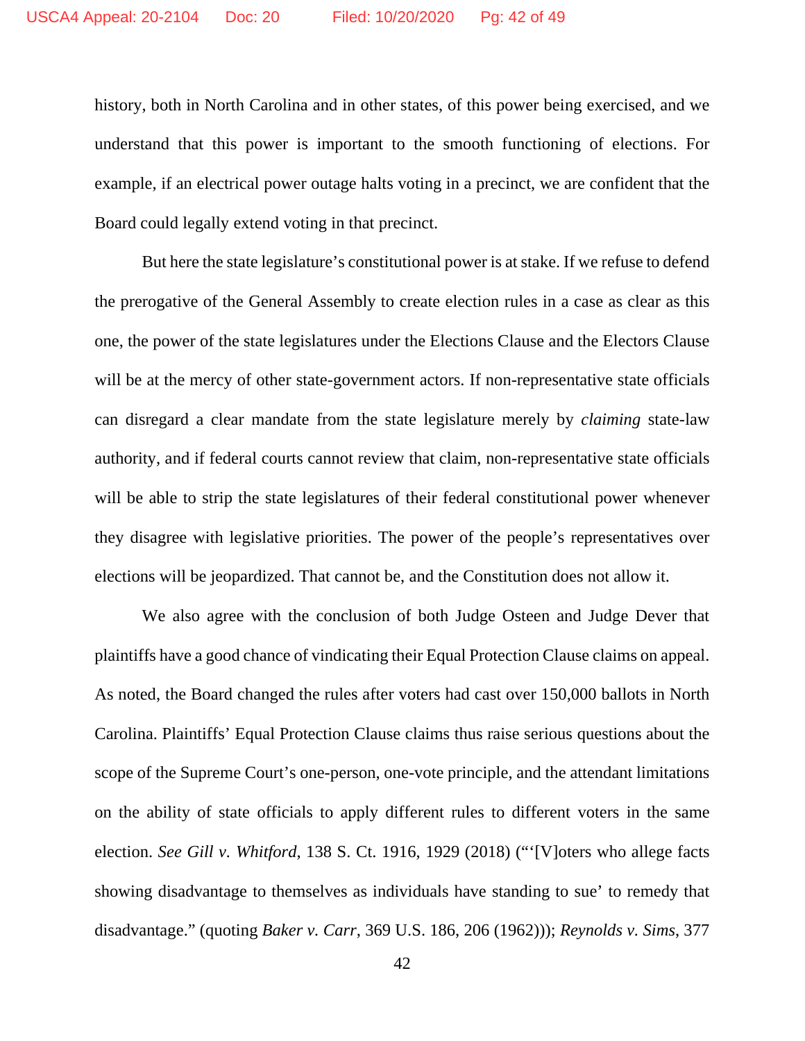history, both in North Carolina and in other states, of this power being exercised, and we understand that this power is important to the smooth functioning of elections. For example, if an electrical power outage halts voting in a precinct, we are confident that the Board could legally extend voting in that precinct.

But here the state legislature's constitutional power is at stake. If we refuse to defend the prerogative of the General Assembly to create election rules in a case as clear as this one, the power of the state legislatures under the Elections Clause and the Electors Clause will be at the mercy of other state-government actors. If non-representative state officials can disregard a clear mandate from the state legislature merely by *claiming* state-law authority, and if federal courts cannot review that claim, non-representative state officials will be able to strip the state legislatures of their federal constitutional power whenever they disagree with legislative priorities. The power of the people's representatives over elections will be jeopardized. That cannot be, and the Constitution does not allow it.

We also agree with the conclusion of both Judge Osteen and Judge Dever that plaintiffs have a good chance of vindicating their Equal Protection Clause claims on appeal. As noted, the Board changed the rules after voters had cast over 150,000 ballots in North Carolina. Plaintiffs' Equal Protection Clause claims thus raise serious questions about the scope of the Supreme Court's one-person, one-vote principle, and the attendant limitations on the ability of state officials to apply different rules to different voters in the same election. *See Gill v. Whitford*, 138 S. Ct. 1916, 1929 (2018) ("'[V]oters who allege facts showing disadvantage to themselves as individuals have standing to sue' to remedy that disadvantage." (quoting *Baker v. Carr*, 369 U.S. 186, 206 (1962))); *Reynolds v. Sims*, 377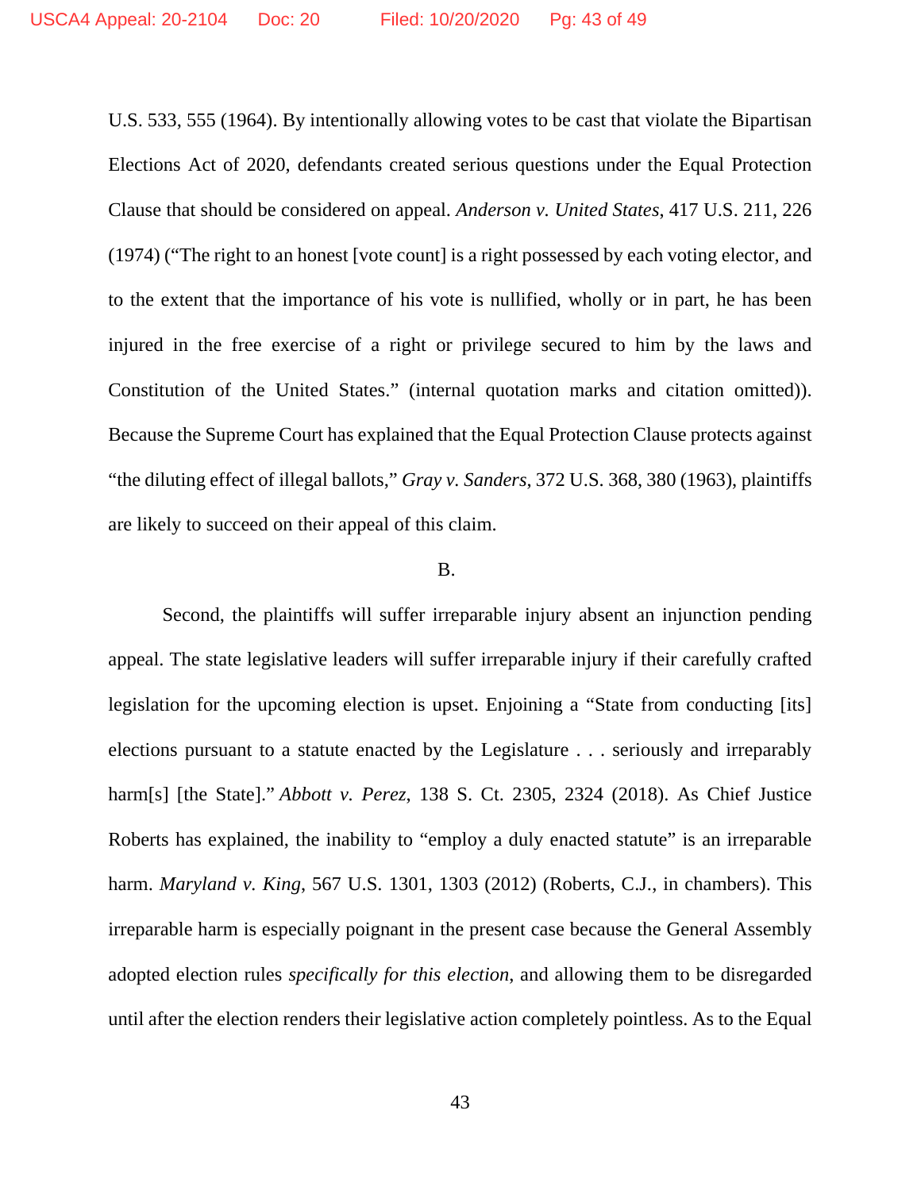U.S. 533, 555 (1964). By intentionally allowing votes to be cast that violate the Bipartisan Elections Act of 2020, defendants created serious questions under the Equal Protection Clause that should be considered on appeal. *Anderson v. United States*, 417 U.S. 211, 226 (1974) ("The right to an honest [vote count] is a right possessed by each voting elector, and to the extent that the importance of his vote is nullified, wholly or in part, he has been injured in the free exercise of a right or privilege secured to him by the laws and Constitution of the United States." (internal quotation marks and citation omitted)). Because the Supreme Court has explained that the Equal Protection Clause protects against "the diluting effect of illegal ballots," *Gray v. Sanders*, 372 U.S. 368, 380 (1963), plaintiffs are likely to succeed on their appeal of this claim.

B.

Second, the plaintiffs will suffer irreparable injury absent an injunction pending appeal. The state legislative leaders will suffer irreparable injury if their carefully crafted legislation for the upcoming election is upset. Enjoining a "State from conducting [its] elections pursuant to a statute enacted by the Legislature . . . seriously and irreparably harm[s] [the State]." *Abbott v. Perez*, 138 S. Ct. 2305, 2324 (2018). As Chief Justice Roberts has explained, the inability to "employ a duly enacted statute" is an irreparable harm. *Maryland v. King*, 567 U.S. 1301, 1303 (2012) (Roberts, C.J., in chambers). This irreparable harm is especially poignant in the present case because the General Assembly adopted election rules *specifically for this election*, and allowing them to be disregarded until after the election renders their legislative action completely pointless. As to the Equal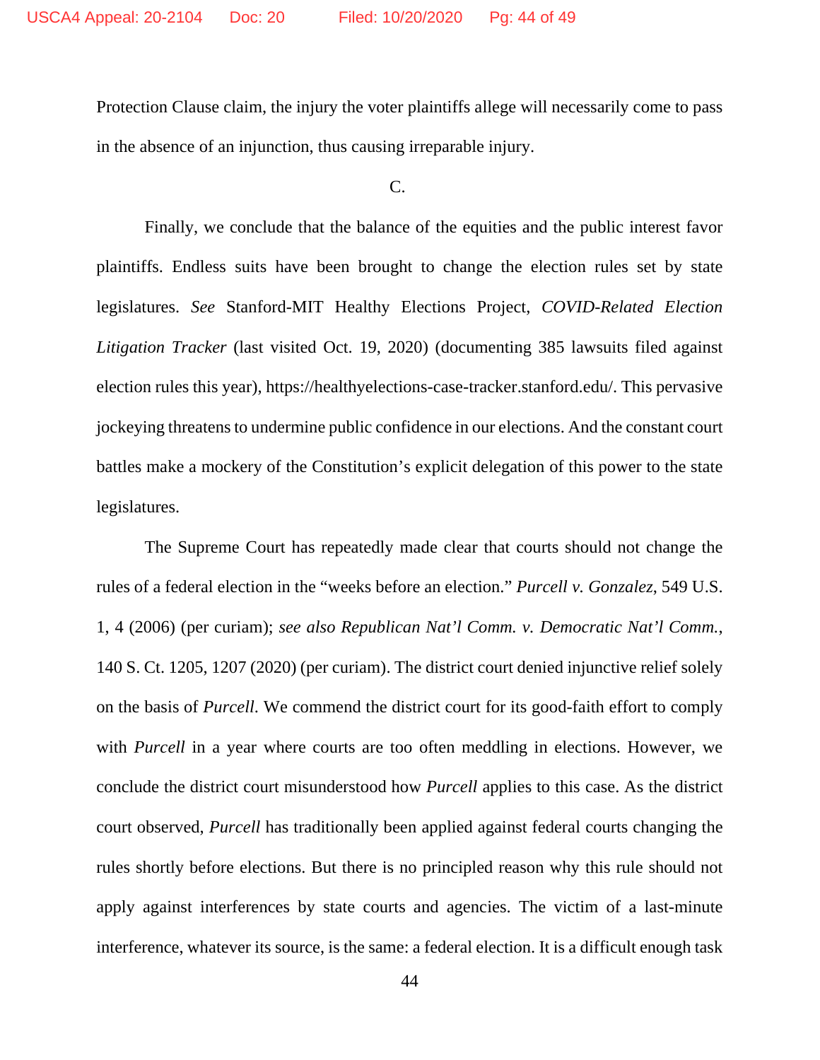Protection Clause claim, the injury the voter plaintiffs allege will necessarily come to pass in the absence of an injunction, thus causing irreparable injury.

C.

Finally, we conclude that the balance of the equities and the public interest favor plaintiffs. Endless suits have been brought to change the election rules set by state legislatures. *See* Stanford-MIT Healthy Elections Project, *COVID-Related Election Litigation Tracker* (last visited Oct. 19, 2020) (documenting 385 lawsuits filed against election rules this year), https://healthyelections-case-tracker.stanford.edu/. This pervasive jockeying threatens to undermine public confidence in our elections. And the constant court battles make a mockery of the Constitution's explicit delegation of this power to the state legislatures.

The Supreme Court has repeatedly made clear that courts should not change the rules of a federal election in the "weeks before an election." *Purcell v. Gonzalez*, 549 U.S. 1, 4 (2006) (per curiam); *see also Republican Nat'l Comm. v. Democratic Nat'l Comm.*, 140 S. Ct. 1205, 1207 (2020) (per curiam). The district court denied injunctive relief solely on the basis of *Purcell*. We commend the district court for its good-faith effort to comply with *Purcell* in a year where courts are too often meddling in elections. However, we conclude the district court misunderstood how *Purcell* applies to this case. As the district court observed, *Purcell* has traditionally been applied against federal courts changing the rules shortly before elections. But there is no principled reason why this rule should not apply against interferences by state courts and agencies. The victim of a last-minute interference, whatever its source, is the same: a federal election. It is a difficult enough task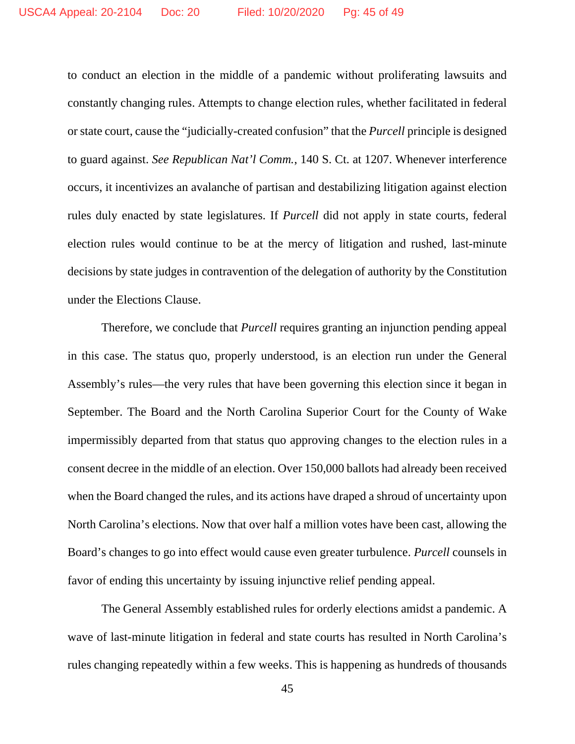to conduct an election in the middle of a pandemic without proliferating lawsuits and constantly changing rules. Attempts to change election rules, whether facilitated in federal or state court, cause the "judicially-created confusion" that the *Purcell* principle is designed to guard against. *See Republican Nat'l Comm.*, 140 S. Ct. at 1207. Whenever interference occurs, it incentivizes an avalanche of partisan and destabilizing litigation against election rules duly enacted by state legislatures. If *Purcell* did not apply in state courts, federal election rules would continue to be at the mercy of litigation and rushed, last-minute decisions by state judges in contravention of the delegation of authority by the Constitution under the Elections Clause.

Therefore, we conclude that *Purcell* requires granting an injunction pending appeal in this case. The status quo, properly understood, is an election run under the General Assembly's rules—the very rules that have been governing this election since it began in September. The Board and the North Carolina Superior Court for the County of Wake impermissibly departed from that status quo approving changes to the election rules in a consent decree in the middle of an election. Over 150,000 ballots had already been received when the Board changed the rules, and its actions have draped a shroud of uncertainty upon North Carolina's elections. Now that over half a million votes have been cast, allowing the Board's changes to go into effect would cause even greater turbulence. *Purcell* counsels in favor of ending this uncertainty by issuing injunctive relief pending appeal.

The General Assembly established rules for orderly elections amidst a pandemic. A wave of last-minute litigation in federal and state courts has resulted in North Carolina's rules changing repeatedly within a few weeks. This is happening as hundreds of thousands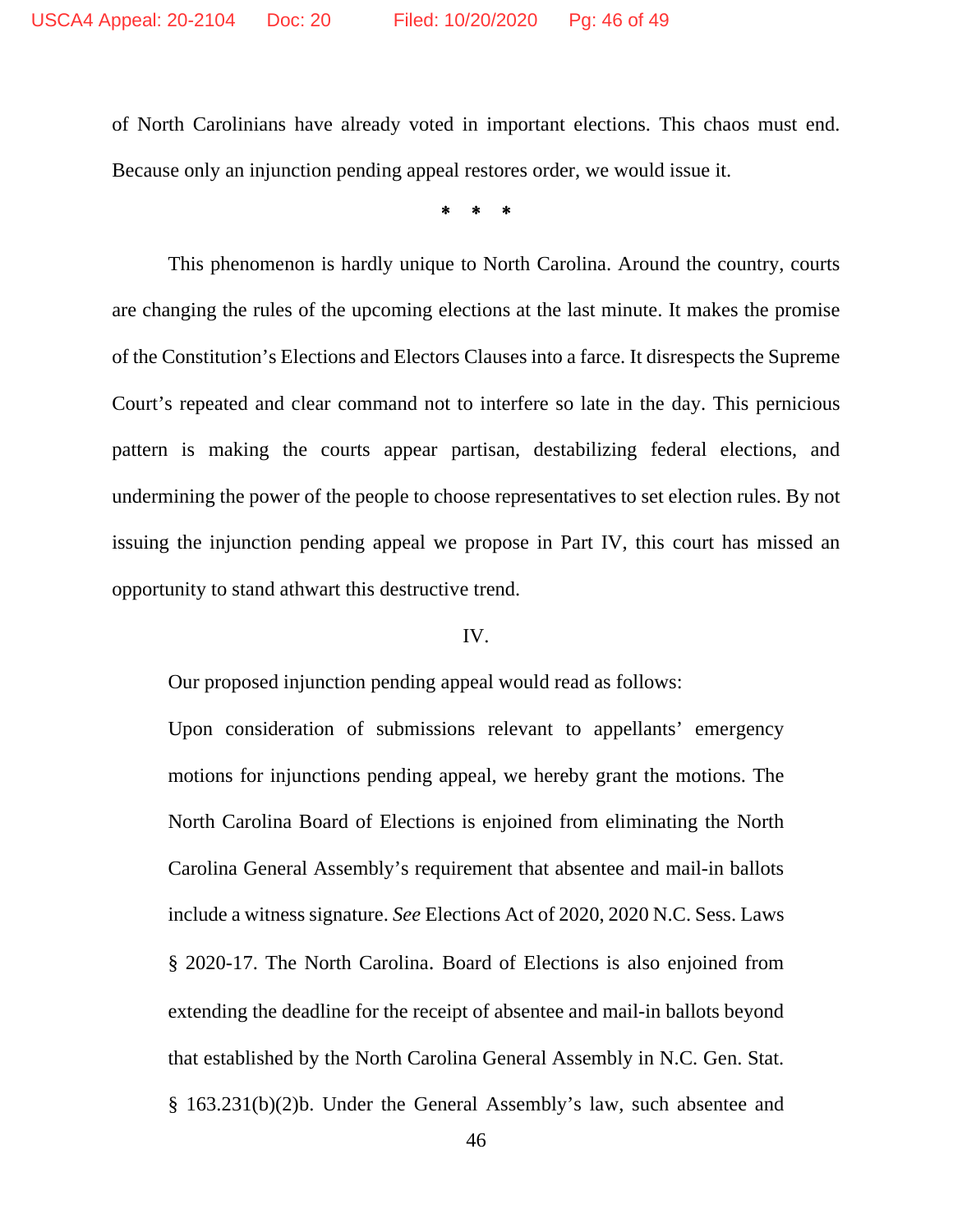of North Carolinians have already voted in important elections. This chaos must end. Because only an injunction pending appeal restores order, we would issue it.

\* \* \*

This phenomenon is hardly unique to North Carolina. Around the country, courts are changing the rules of the upcoming elections at the last minute. It makes the promise of the Constitution's Elections and Electors Clauses into a farce. It disrespects the Supreme Court's repeated and clear command not to interfere so late in the day. This pernicious pattern is making the courts appear partisan, destabilizing federal elections, and undermining the power of the people to choose representatives to set election rules. By not issuing the injunction pending appeal we propose in Part IV, this court has missed an opportunity to stand athwart this destructive trend.

IV.

Our proposed injunction pending appeal would read as follows:

> Upon consideration of submissions relevant to appellants' emergency motions for injunctions pending appeal, we hereby grant the motions. The North Carolina Board of Elections is enjoined from eliminating the North Carolina General Assembly's requirement that absentee and mail-in ballots include a witness signature. *See* Elections Act of 2020, 2020 N.C. Sess. Laws § 2020-17. The North Carolina. Board of Elections is also enjoined from extending the deadline for the receipt of absentee and mail-in ballots beyond that established by the North Carolina General Assembly in N.C. Gen. Stat. § 163.231(b)(2)b. Under the General Assembly's law, such absentee and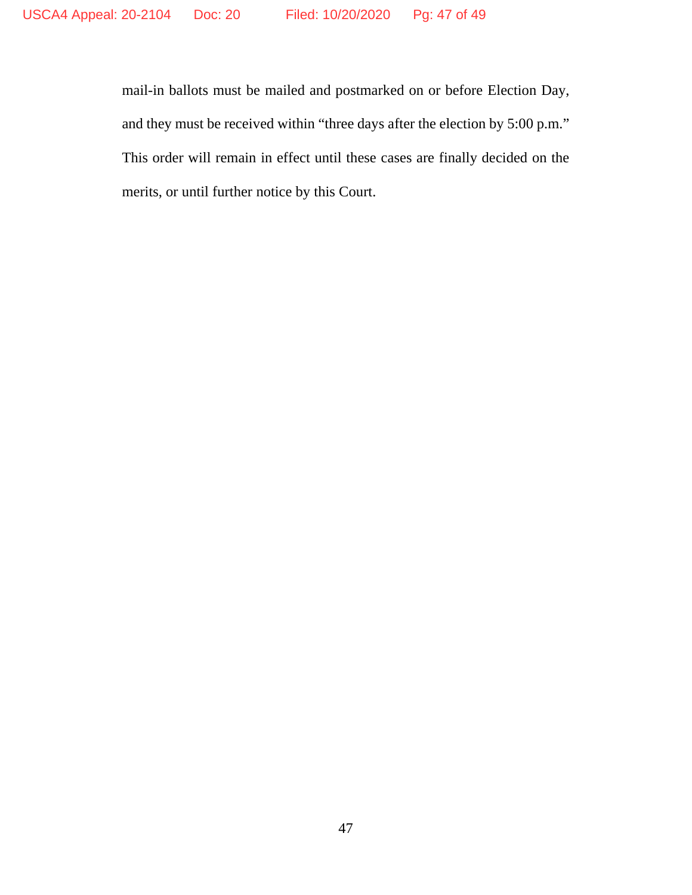mail-in ballots must be mailed and postmarked on or before Election Day, and they must be received within "three days after the election by 5:00 p.m." This order will remain in effect until these cases are finally decided on the merits, or until further notice by this Court.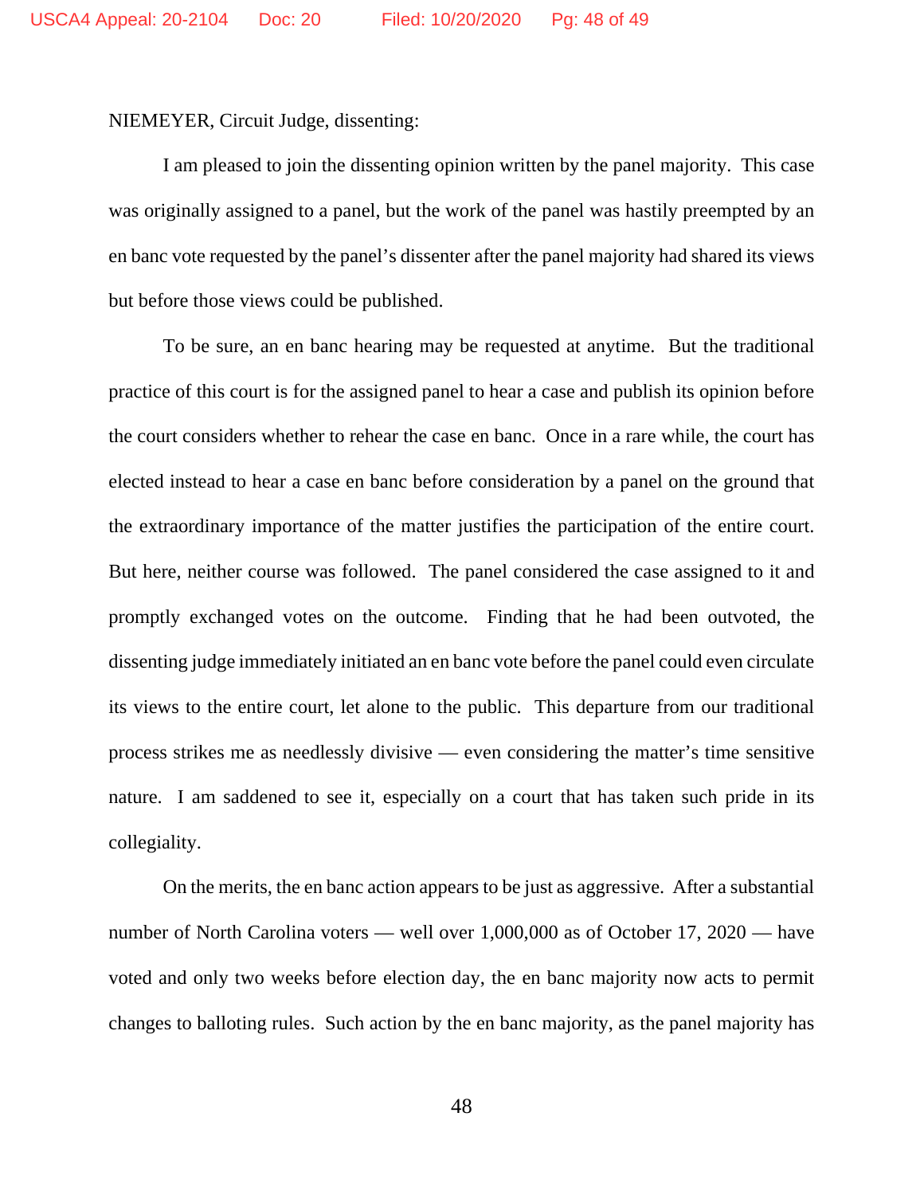NIEMEYER, Circuit Judge, dissenting:

I am pleased to join the dissenting opinion written by the panel majority. This case was originally assigned to a panel, but the work of the panel was hastily preempted by an en banc vote requested by the panel's dissenter after the panel majority had shared its views but before those views could be published.

To be sure, an en banc hearing may be requested at anytime. But the traditional practice of this court is for the assigned panel to hear a case and publish its opinion before the court considers whether to rehear the case en banc. Once in a rare while, the court has elected instead to hear a case en banc before consideration by a panel on the ground that the extraordinary importance of the matter justifies the participation of the entire court. But here, neither course was followed. The panel considered the case assigned to it and promptly exchanged votes on the outcome. Finding that he had been outvoted, the dissenting judge immediately initiated an en banc vote before the panel could even circulate its views to the entire court, let alone to the public. This departure from our traditional process strikes me as needlessly divisive — even considering the matter's time sensitive nature. I am saddened to see it, especially on a court that has taken such pride in its collegiality.

On the merits, the en banc action appears to be just as aggressive. After a substantial number of North Carolina voters — well over 1,000,000 as of October 17, 2020 — have voted and only two weeks before election day, the en banc majority now acts to permit changes to balloting rules. Such action by the en banc majority, as the panel majority has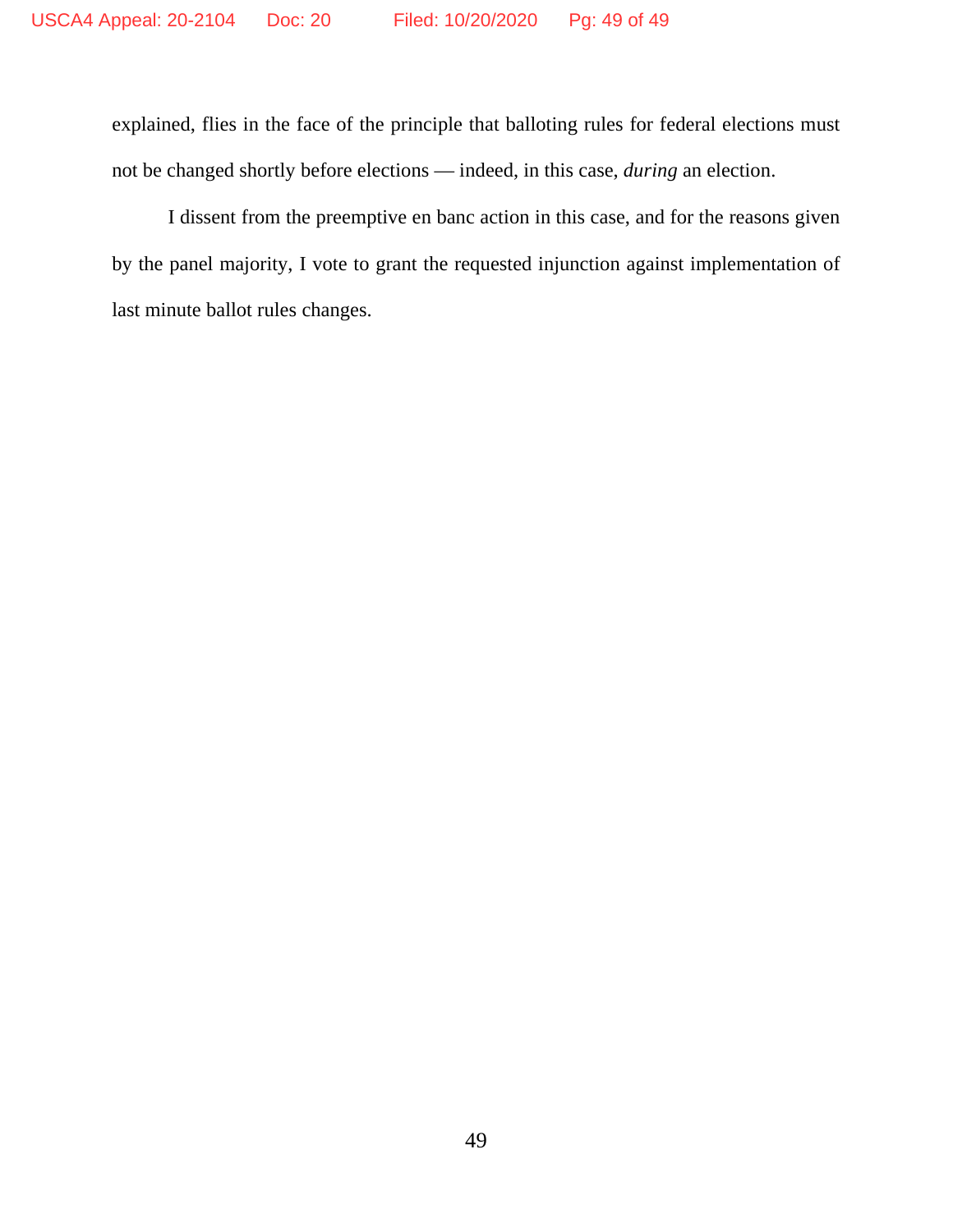explained, flies in the face of the principle that balloting rules for federal elections must not be changed shortly before elections — indeed, in this case, *during* an election.

I dissent from the preemptive en banc action in this case, and for the reasons given by the panel majority, I vote to grant the requested injunction against implementation of last minute ballot rules changes.